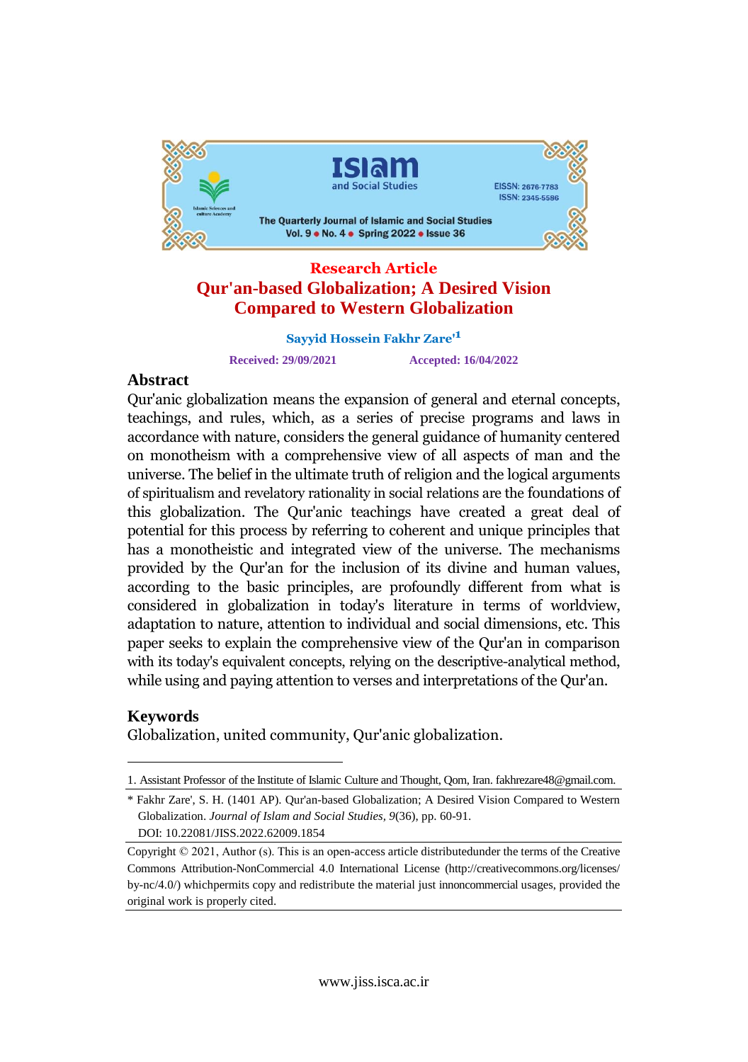Research Article

# Qur'an-based Globalization; A Desired Vision Compared to Western Globalization

**Sayyid Hossein Fakhr Zare'[1]**

**Received: 29/09/2021** **Accepted: 16/04/2022**

## Abstract

Qur'anic globalization means the expansion of general and eternal concepts, teachings, and rules, which, as a series of precise programs and laws in accordance with nature, considers the general guidance of humanity centered on monotheism with a comprehensive view of all aspects of man and the universe. The belief in the ultimate truth of religion and the logical arguments of spiritualism and revelatory rationality in social relations are the foundations of this globalization. The Qur'anic teachings have created a great deal of potential for this process by referring to coherent and unique principles that has a monotheistic and integrated view of the universe. The mechanisms provided by the Qur'an for the inclusion of its divine and human values, according to the basic principles, are profoundly different from what is considered in globalization in today's literature in terms of worldview, adaptation to nature, attention to individual and social dimensions, etc. This paper seeks to explain the comprehensive view of the Qur'an in comparison with its today's equivalent concepts, relying on the descriptive-analytical method, while using and paying attention to verses and interpretations of the Qur'an.

## Keywords

Globalization, united community, Qur'anic globalization.

---

1. Assistant Professor of the Institute of Islamic Culture and Thought, Qom, Iran. fakhrezare48@gmail.com.

\* Fakhr Zare', S. H. (1401 AP). Qur'an-based Globalization; A Desired Vision Compared to Western Globalization. *Journal of Islam and Social Studies, 9*(36), pp. 60-91.
DOI: 10.22081/JISS.2022.62009.1854

Copyright © 2021, Author (s). This is an open-access article distributedunder the terms of the Creative Commons Attribution-NonCommercial 4.0 International License (http://creativecommons.org/licenses/by-nc/4.0/) whichpermits copy and redistribute the material just innoncommercial usages, provided the original work is properly cited.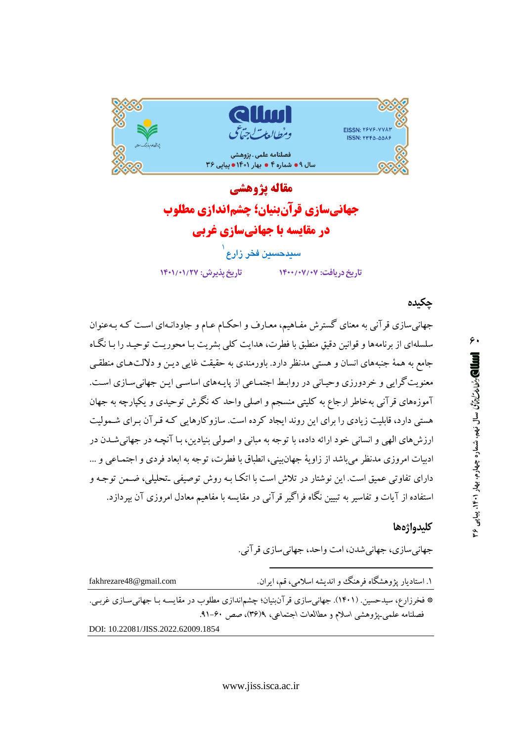مقاله پژوهشی

# جهانی‌سازی قرآن‌بنیان؛ چشم‌اندازی مطلوب در مقایسه با جهانی‌سازی غربی

سیدحسین فخر زارع[1]

تاریخ دریافت: ۱۴۰۰/۰۷/۰۷ تاریخ پذیرش: ۱۴۰۱/۰۱/۲۷

## چکیده

جهانی‌سازی قرآنی به معنای گسترش مفـاهیم، معـارف و احکـام عـام و جاودانـه‌ای اسـت کـه بـه‌عنوان سلسله‌ای از برنامه‌ها و قوانین دقیق منطبق با فطرت، هدایت کلی بشریت بـا محوریـت توحیـد را بـا نگـاه جامع به همهٔ جنبه‌های انسان و هستی مدنظر دارد. باورمندی به حقیقت غایی دیـن و دلالت‌هـای منطقـی معنویت‌گرایی و خردورزی وحیـانی در روابـط اجتمـاعی از پایـه‌های اساسـی ایـن جهانی‌سـازی اسـت. آموزه‌های قرآنی به‌خاطر ارجاع به کلیتی منسجم و اصلی واحد که نگرش توحیدی و یکپارچه به جهان هستی دارد، قابلیت زیادی را برای این روند ایجاد کرده است. سازوکارهایی کـه قـرآن بـرای شـمولیت ارزش‌های الهی و انسانی خود ارائه داده، با توجه به مبانی و اصولی بنیادین، بـا آنچـه در جهانی‌شـدن در ادبیات امروزی مدنظر می‌باشد از زاویهٔ جهان‌بینی، انطباق با فطرت، توجه به ابعاد فردی و اجتمـاعی و ... دارای تفاوتی عمیق است. این نوشتار در تلاش است با اتکـا بـه روش توصیفی ـتحلیلی، ضـمن توجـه و استفاده از آیات و تفاسیر به تبیین نگاه فراگیر قرآنی در مقایسه با مفاهیم معادل امروزی آن بپردازد.

## کلیدواژه‌ها

جهانی‌سازی، جهانی‌شدن، امت واحد، جهانی‌سازی قرآنی.

---

[1] استادیار پژوهشگاه فرهنگ و اندیشه اسلامی، قم، ایران. fakhrezare48@gmail.com

* فخرزارع، سیدحسین. (۱۴۰۱). جهانی‌سازی قرآن‌بنیان؛ چشم‌اندازی مطلوب در مقایسـه بـا جهانی‌سـازی غربـی. فصلنامه علمی‌ـپژوهشی اسلام و مطالعات اجتماعی، ۹(۳۶)، صص ۶۰-۹۱.

DOI: 10.22081/JISS.2022.62009.1854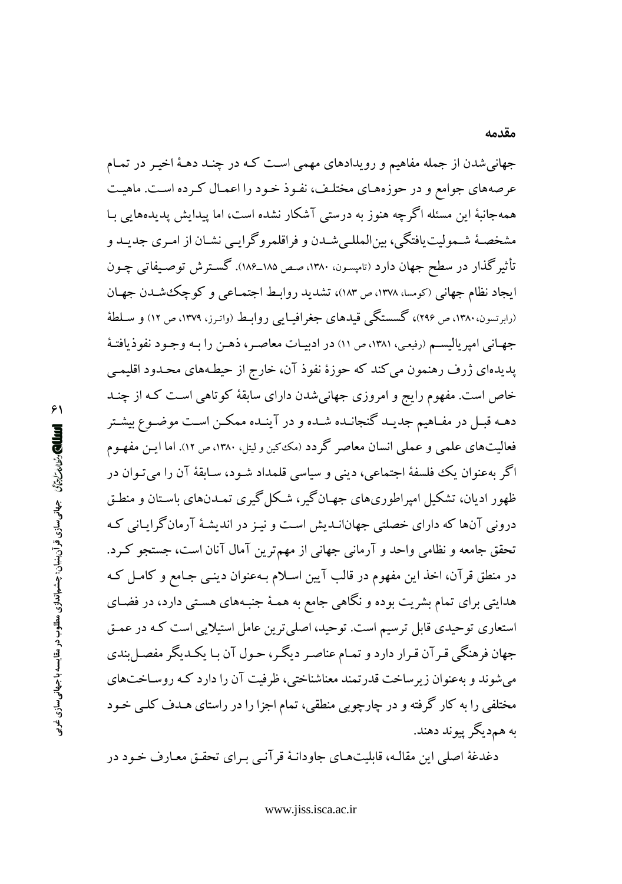## مقدمه

جهانی‌شدن از جمله مفاهیم و رویدادهای مهمی است که در چند دهۀ اخیر در تمام عرصه‌های جوامع و در حوزه‌های مختلف، نفوذ خود را اعمال کرده است. ماهیت همه‌جانبۀ این مسئله اگرچه هنوز به درستی آشکار نشده است، اما پیدایش پدیده‌هایی با مشخصۀ شمولیت‌یافتگی، بین‌المللی‌شدن و فراقلمروگرایی نشان از امری جدید و تأثیرگذار در سطح جهان دارد (تامپسون، ۱۳۸۰، صص ۱۸۵ـ۱۸۶). گسترش توصیفاتی چون ایجاد نظام جهانی (کومسا، ۱۳۷۸، ص ۱۸۳)، تشدید روابط اجتماعی و کوچک‌شدن جهان (رابرتسون، ۱۳۸۰، ص ۲۹۶)، گسستگی قیدهای جغرافیایی روابط (واترز، ۱۳۷۹، ص ۱۲) و سلطۀ جهانی امپریالیسم (رفیعی، ۱۳۸۱، ص ۱۱) در ادبیات معاصر، ذهن را به وجود نفوذیافتۀ پدیده‌ای ژرف رهنمون می‌کند که حوزۀ نفوذ آن، خارج از حیطه‌های محدود اقلیمی خاص است. مفهوم رایج و امروزی جهانی‌شدن دارای سابقۀ کوتاهی است که از چند دهه قبل در مفاهیم جدید گنجانده شده و در آینده ممکن است موضوع بیشتر فعالیت‌های علمی و عملی انسان معاصر گردد (مک‌کین و لیتل، ۱۳۸۰، ص ۱۲). اما این مفهوم اگر به‌عنوان یک فلسفۀ اجتماعی، دینی و سیاسی قلمداد شود، سابقۀ آن را می‌توان در ظهور ادیان، تشکیل امپراطوری‌های جهان‌گیر، شکل‌گیری تمدن‌های باستان و منطق درونی آن‌ها که دارای خصلتی جهان‌اندیش است و نیز در اندیشۀ آرمان‌گرایانی که تحقق جامعه و نظامی واحد و آرمانی جهانی از مهم‌ترین آمال آنان است، جستجو کرد. در منطق قرآن، اخذ این مفهوم در قالب آیین اسلام به‌عنوان دینی جامع و کامل که هدایتی برای تمام بشریت بوده و نگاهی جامع به همۀ جنبه‌های هستی دارد، در فضای استعاری توحیدی قابل ترسیم است. توحید، اصلی‌ترین عامل استیلایی است که در عمق جهان فرهنگی قرآن قرار دارد و تمام عناصر دیگر، حول آن با یکدیگر مفصل‌بندی می‌شوند و به‌عنوان زیرساخت قدرتمند معناشناختی، ظرفیت آن را دارد که روساخت‌های مختلفی را به کار گرفته و در چارچوبی منطقی، تمام اجزا را در راستای هدف کلی خود به هم‌دیگر پیوند دهند.

دغدغۀ اصلی این مقاله، قابلیت‌های جاودانۀ قرآنی برای تحقق معارف خود در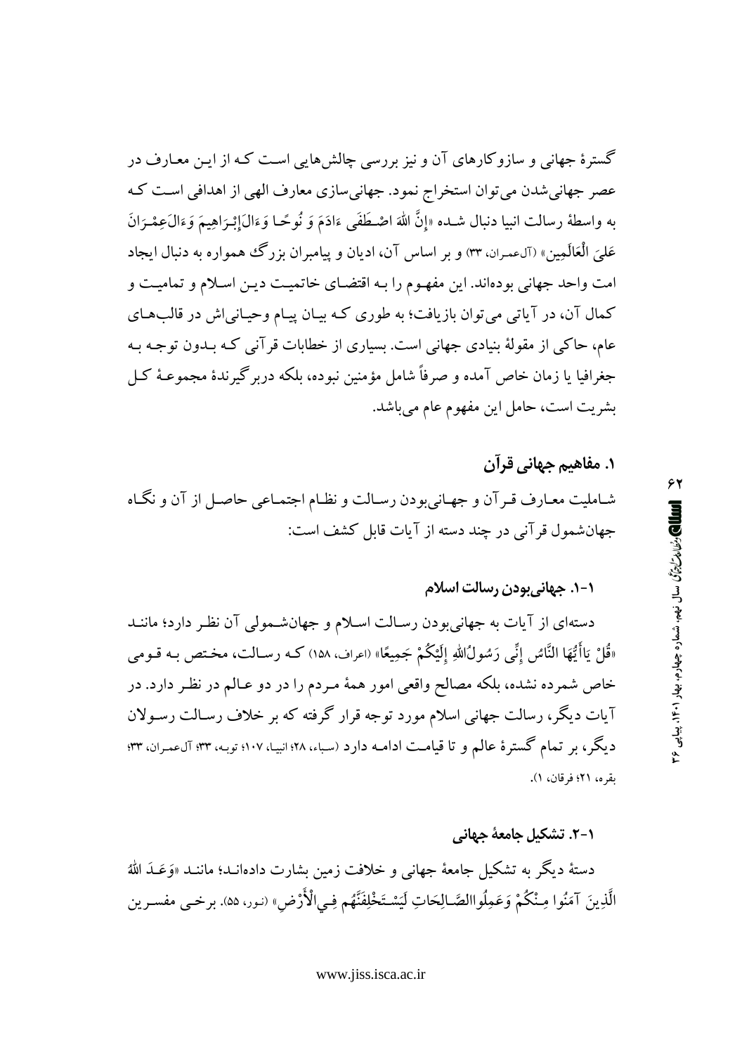گسترهٔ جهانی و سازوکارهای آن و نیز بررسی چالش‌هایی است که از این معارف در عصر جهانی‌شدن می‌توان استخراج نمود. جهانی‌سازی معارف الهی از اهدافی است که به واسطهٔ رسالت انبیا دنبال شده «إِنَّ اللَّهَ اصْطَفَى ءَادَمَ وَ نُوحًا وَءَالَ‌إِبْرَاهِيمَ وَءَالَ‌عِمْرَانَ عَلَى الْعَالَمِينَ» (آل‌عمران، ۳۳) و بر اساس آن، ادیان و پیامبران بزرگ همواره به دنبال ایجاد امت واحد جهانی بوده‌اند. این مفهوم را به اقتضای خاتمیت دین اسلام و تمامیت و کمال آن، در آیاتی می‌توان بازیافت؛ به طوری که بیان پیام وحیانی‌اش در قالب‌های عام، حاکی از مقولهٔ بنیادی جهانی است. بسیاری از خطابات قرآنی که بدون توجه به جغرافیا یا زمان خاص آمده و صرفاً شامل مؤمنین نبوده، بلکه دربرگیرندهٔ مجموعهٔ کل بشریت است، حامل این مفهوم عام می‌باشد.

## ۱. مفاهیم جهانی قرآن

شاملیت معارف قرآن و جهانی‌بودن رسالت و نظام اجتماعی حاصل از آن و نگاه جهان‌شمول قرآنی در چند دسته از آیات قابل کشف است:

### ۱-۱. جهانی‌بودن رسالت اسلام

دسته‌ای از آیات به جهانی‌بودن رسالت اسلام و جهان‌شمولی آن نظر دارد؛ مانند «قُلْ يَاأَيُّهَا النَّاسُ إِنِّي رَسُولُ‌اللَّهِ إِلَيْكُمْ جَمِيعًا» (اعراف، ۱۵۸) که رسالت، مختص به قومی خاص شمرده نشده، بلکه مصالح واقعی امور همهٔ مردم را در دو عالم در نظر دارد. در آیات دیگر، رسالت جهانی اسلام مورد توجه قرار گرفته که بر خلاف رسالت رسولان دیگر، بر تمام گسترهٔ عالم و تا قیامت ادامه دارد (سباء، ۲۸؛ انبیا، ۱۰۷؛ توبه، ۳۳؛ آل‌عمران، ۳۳؛ بقره، ۲۱؛ فرقان، ۱).

### ۱-۲. تشکیل جامعهٔ جهانی

دستهٔ دیگر به تشکیل جامعهٔ جهانی و خلافت زمین بشارت داده‌اند؛ مانند «وَعَدَ اللَّهُ الَّذِينَ آمَنُوا مِنْكُمْ وَعَمِلُواالصَّالِحَاتِ لَيَسْتَخْلِفَنَّهُم فِي‌الْأَرْضِ» (نور، ۵۵). برخی مفسرین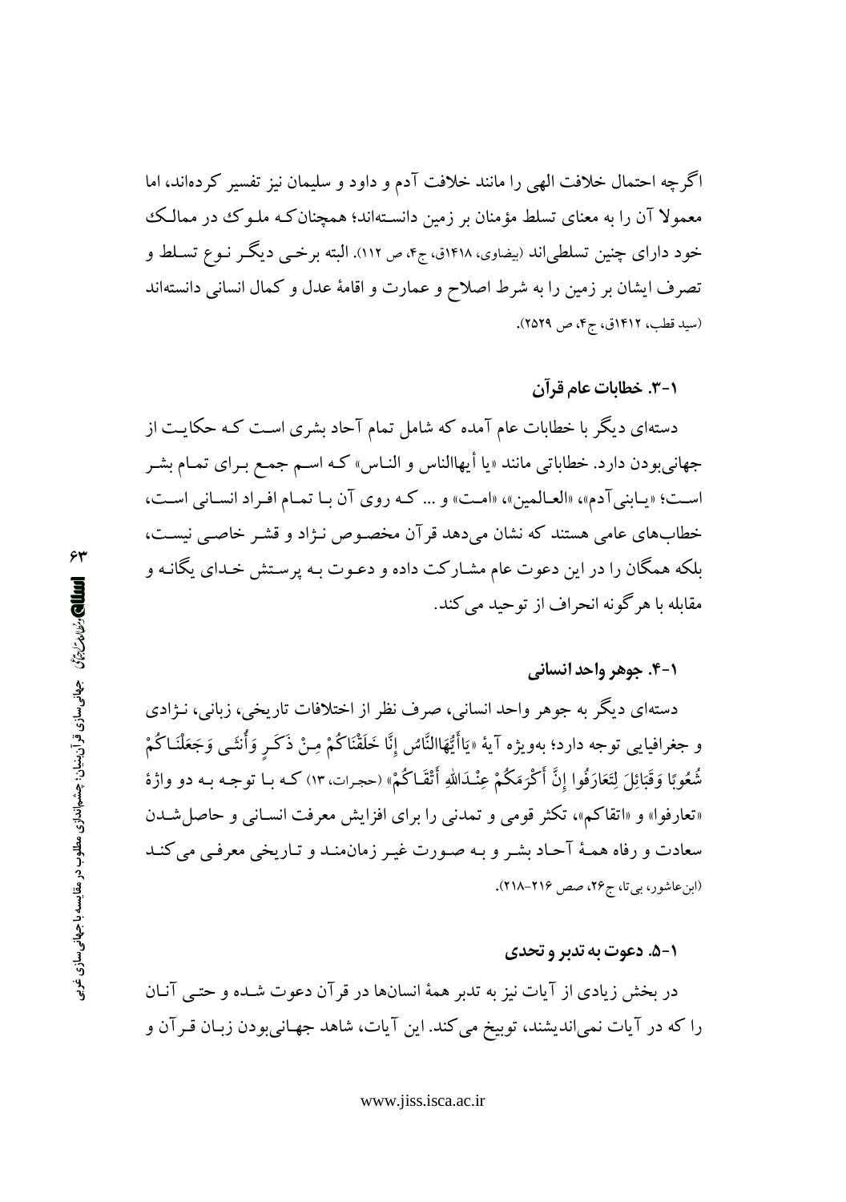اگرچه احتمال خلافت الهی را مانند خلافت آدم و داود و سلیمان نیز تفسیر کرده‌اند، اما معمولاً آن را به معنای تسلط مؤمنان بر زمین دانسته‌اند؛ همچنان‌که ملوک در ممالک خود دارای چنین تسلطی‌اند (بیضاوی، ۱۴۱۸ق، ج۴، ص ۱۱۲). البته برخی دیگر نوع تسلط و تصرف ایشان بر زمین را به شرط اصلاح و عمارت و اقامهٔ عدل و کمال انسانی دانسته‌اند (سید قطب، ۱۴۱۲ق، ج۴، ص ۲۵۲۹).

### ۱-۳. خطابات عام قرآن

دسته‌ای دیگر با خطابات عام آمده که شامل تمام آحاد بشری است که حکایت از جهانی‌بودن دارد. خطاباتی مانند «یا أیهاالناس و الناس» که اسم جمع برای تمام بشر است؛ «یابنی‌آدم»، «العالمین»، «امت» و ... که روی آن با تمام افراد انسانی است، خطاب‌های عامی هستند که نشان می‌دهد قرآن مخصوص نژاد و قشر خاصی نیست، بلکه همگان را در این دعوت عام مشارکت داده و دعوت به پرستش خدای یگانه و مقابله با هرگونه انحراف از توحید می‌کند.

### ۱-۴. جوهر واحد انسانی

دسته‌ای دیگر به جوهر واحد انسانی، صرف نظر از اختلافات تاریخی، زبانی، نژادی و جغرافیایی توجه دارد؛ بویژه آیهٔ «یَاأَیُّهَاالنَّاسُ إِنَّا خَلَقْنَاکُمْ مِنْ ذَکَرٍ وَأُنْثَی وَجَعَلْنَاکُمْ شُعُوبًا وَقَبَائِلَ لِتَعَارَفُوا إِنَّ أَکْرَمَکُمْ عِنْدَاللهِ أَتْقَاکُمْ» (حجرات، ۱۳) که با توجه به دو واژهٔ «تعارفوا» و «اتقاکم»، تکثر قومی و تمدنی را برای افزایش معرفت انسانی و حاصل‌شدن سعادت و رفاه همهٔ آحاد بشر و به صورت غیر زمان‌مند و تاریخی معرفی می‌کند (ابن‌عاشور، بی‌تا، ج۲۶، صص ۲۱۶-۲۱۸).

### ۱-۵. دعوت به تدبر و تحدی

در بخش زیادی از آیات نیز به تدبر همهٔ انسان‌ها در قرآن دعوت شده و حتی آنان را که در آیات نمی‌اندیشند، توبیخ می‌کند. این آیات، شاهد جهانی‌بودن زبان قرآن و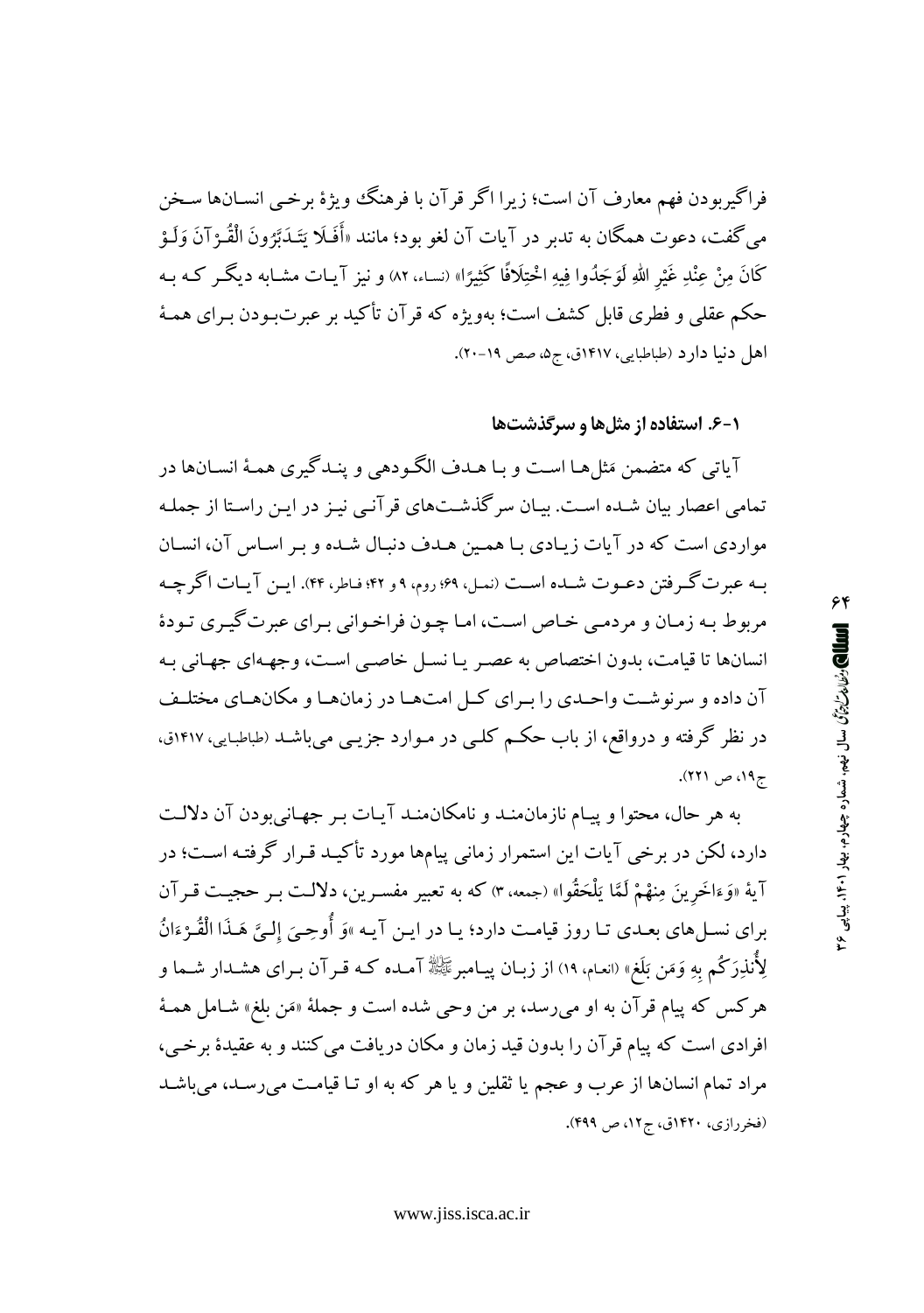فراگیربودن فهم معارف آن است؛ زیرا اگر قرآن با فرهنگ ویژهٔ برخی انسان‌ها سخن می‌گفت، دعوت همگان به تدبر در آیات آن لغو بود؛ مانند «أَفَلَا يَتَدَبَّرُونَ الْقُرْآنَ وَلَوْ كَانَ مِنْ عِنْدِ غَيْرِ اللهِ لَوَجَدُوا فِيهِ اخْتِلَافًا كَثِيرًا» (نساء، ۸۲) و نیز آیات مشابه دیگر که به حکم عقلی و فطری قابل کشف است؛ به‌ویژه که قرآن تأکید بر عبرت‌بودن برای همهٔ اهل دنیا دارد (طباطبایی، ۱۴۱۷ق، ج۵، صص ۱۹-۲۰).

### ۱-۶. استفاده از مثل‌ها و سرگذشت‌ها

آیاتی که متضمن مَثل‌ها است و با هدف الگودهی و پندگیری همهٔ انسان‌ها در تمامی اعصار بیان شده است. بیان سرگذشت‌های قرآنی نیز در این راستا از جمله مواردی است که در آیات زیادی با همین هدف دنبال شده و بر اساس آن، انسان به عبرت‌گرفتن دعوت شده است (نمل، ۶۹؛ روم، ۹ و ۴۲؛ فاطر، ۴۴). این آیات اگرچه مربوط به زمان و مردمی خاص است، اما چون فراخوانی برای عبرت‌گیری تودهٔ انسان‌ها تا قیامت، بدون اختصاص به عصر یا نسل خاصی است، وجهه‌ای جهانی به آن داده و سرنوشت واحدی را برای کل امت‌ها در زمان‌ها و مکان‌های مختلف در نظر گرفته و درواقع، از باب حکم کلی در موارد جزیی می‌باشد (طباطبایی، ۱۴۱۷ق، ج۱۹، ص ۲۲۱).

به هر حال، محتوا و پیام نازمان‌مند و نامکان‌مند آیات بر جهانی‌بودن آن دلالت دارد، لکن در برخی آیات این استمرار زمانی پیام‌ها مورد تأکید قرار گرفته است؛ در آیهٔ «وَءَاخَرِينَ مِنْهُمْ لَمَّا يَلْحَقُوا» (جمعه، ۳) که به تعبیر مفسرین، دلالت بر حجیت قرآن برای نسل‌های بعدی تا روز قیامت دارد؛ یا در این آیه «وَ أُوحِيَ إِلَيَّ هَذَا الْقُرْءَانُ لِأُنذِرَكُم بِهِ وَمَن بَلَغ» (انعام، ۱۹) از زبان پیامبرﷺ آمده که قرآن برای هشدار شما و هرکس که پیام قرآن به او می‌رسد، بر من وحی شده است و جملهٔ «مَن بلغ» شامل همهٔ افرادی است که پیام قرآن را بدون قید زمان و مکان دریافت می‌کنند و به عقیدهٔ برخی، مراد تمام انسان‌ها از عرب و عجم یا ثقلین و یا هر که به او تا قیامت می‌رسد، می‌باشد (فخررازی، ۱۴۲۰ق، ج۱۲، ص ۴۹۹).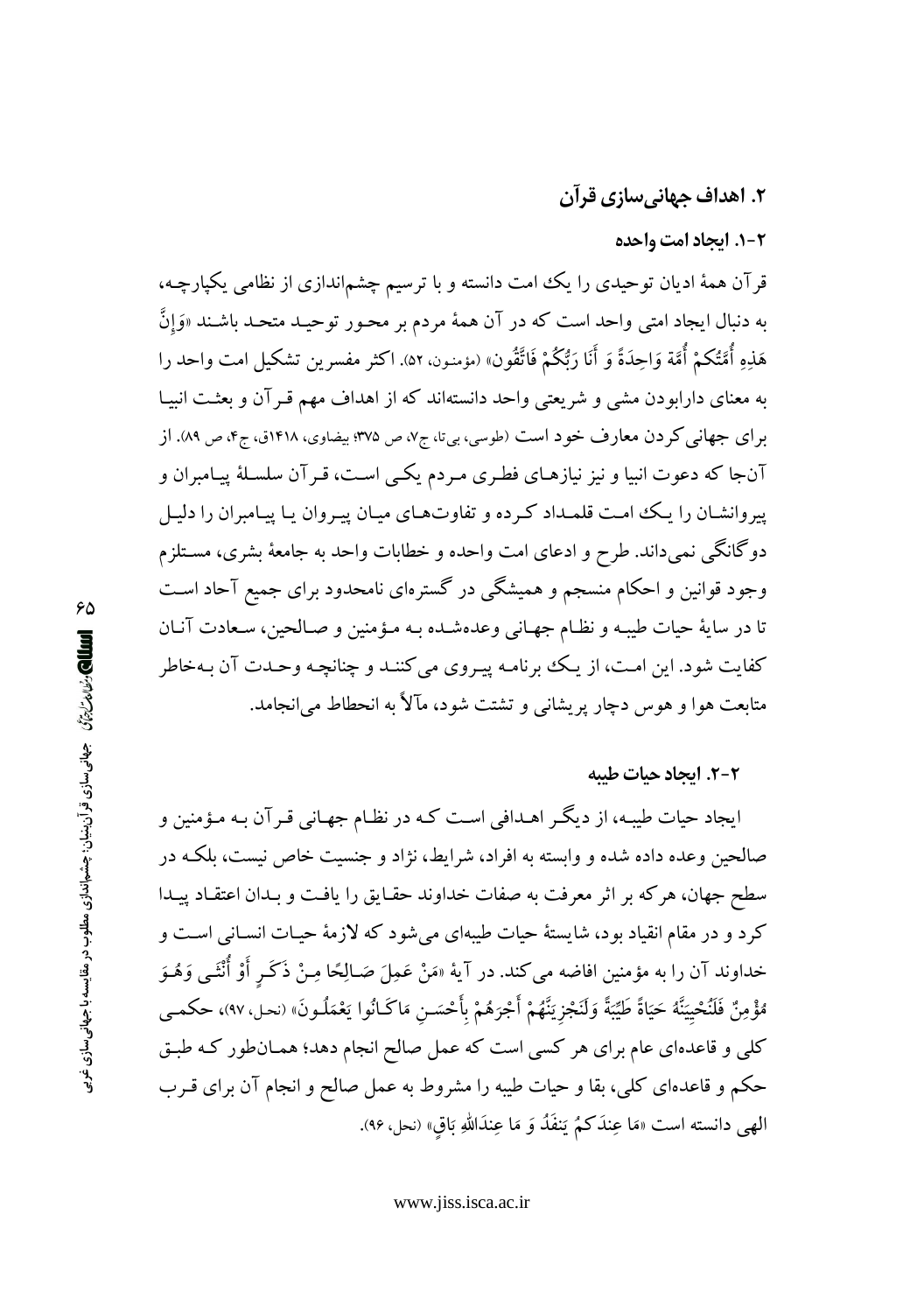## ۲. اهداف جهانی‌سازی قرآن

### ۲-۱. ایجاد امت واحده

قرآن همهٔ ادیان توحیدی را یک امت دانسته و با ترسیم چشم‌اندازی از نظامی یکپارچه، به دنبال ایجاد امتی واحد است که در آن همهٔ مردم بر محور توحید متحد باشند «وَإِنَّ هَذِهِ أُمَّتُكُمْ أُمَّةً وَاحِدَةً وَ أَنَا رَبُّكُمْ فَاتَّقُون» (مؤمنون، ۵۲). اکثر مفسرین تشکیل امت واحد را به معنای دارابودن مشی و شریعتی واحد دانسته‌اند که از اهداف مهم قرآن و بعثت انبیا برای جهانی‌کردن معارف خود است (طوسی، بی‌تا، ج۷، ص ۳۷۵؛ بیضاوی، ۱۴۱۸ق، ج۴، ص ۸۹). از آن‌جا که دعوت انبیا و نیز نیازهای فطری مردم یکی است، قرآن سلسلهٔ پیامبران و پیروانشان را یک امت قلمداد کرده و تفاوت‌های میان پیروان یا پیامبران را دلیل دوگانگی نمی‌داند. طرح و ادعای امت واحده و خطابات واحد به جامعهٔ بشری، مستلزم وجود قوانین و احکام منسجم و همیشگی در گستره‌ای نامحدود برای جمیع آحاد است تا در سایهٔ حیات طیبه و نظام جهانی وعده‌شده به مؤمنین و صالحین، سعادت آنان کفایت شود. این امت، از یک برنامه پیروی می‌کنند و چنانچه وحدت آن به‌خاطر متابعت هوا و هوس دچار پریشانی و تشتت شود، مآلاً به انحطاط می‌انجامد.

### ۲-۲. ایجاد حیات طیبه

ایجاد حیات طیبه، از دیگر اهدافی است که در نظام جهانی قرآن به مؤمنین و صالحین وعده داده شده و وابسته به افراد، شرایط، نژاد و جنسیت خاص نیست، بلکه در سطح جهان، هرکه بر اثر معرفت به صفات خداوند حقایق را یافت و بدان اعتقاد پیدا کرد و در مقام انقیاد بود، شایستهٔ حیات طیبه‌ای می‌شود که لازمهٔ حیات انسانی است و خداوند آن را به مؤمنین افاضه می‌کند. در آیهٔ «مَنْ عَمِلَ صَالِحًا مِنْ ذَكَرٍ أَوْ أُنْثَى وَهُوَ مُؤْمِنٌ فَلَنُحْيِيَنَّهُ حَيَاةً طَيِّبَةً وَلَنَجْزِيَنَّهُمْ أَجْرَهُمْ بِأَحْسَنِ مَاكَانُوا يَعْمَلُونَ» (نحل، ۹۷)، حکمی کلی و قاعده‌ای عام برای هر کسی است که عمل صالح انجام دهد؛ همان‌طور که طبق حکم و قاعده‌ای کلی، بقا و حیات طیبه را مشروط به عمل صالح و انجام آن برای قرب الهی دانسته است «مَا عِندَكمُ يَنفَدُ وَ مَا عِندَاللهِ بَاقٍ» (نحل، ۹۶).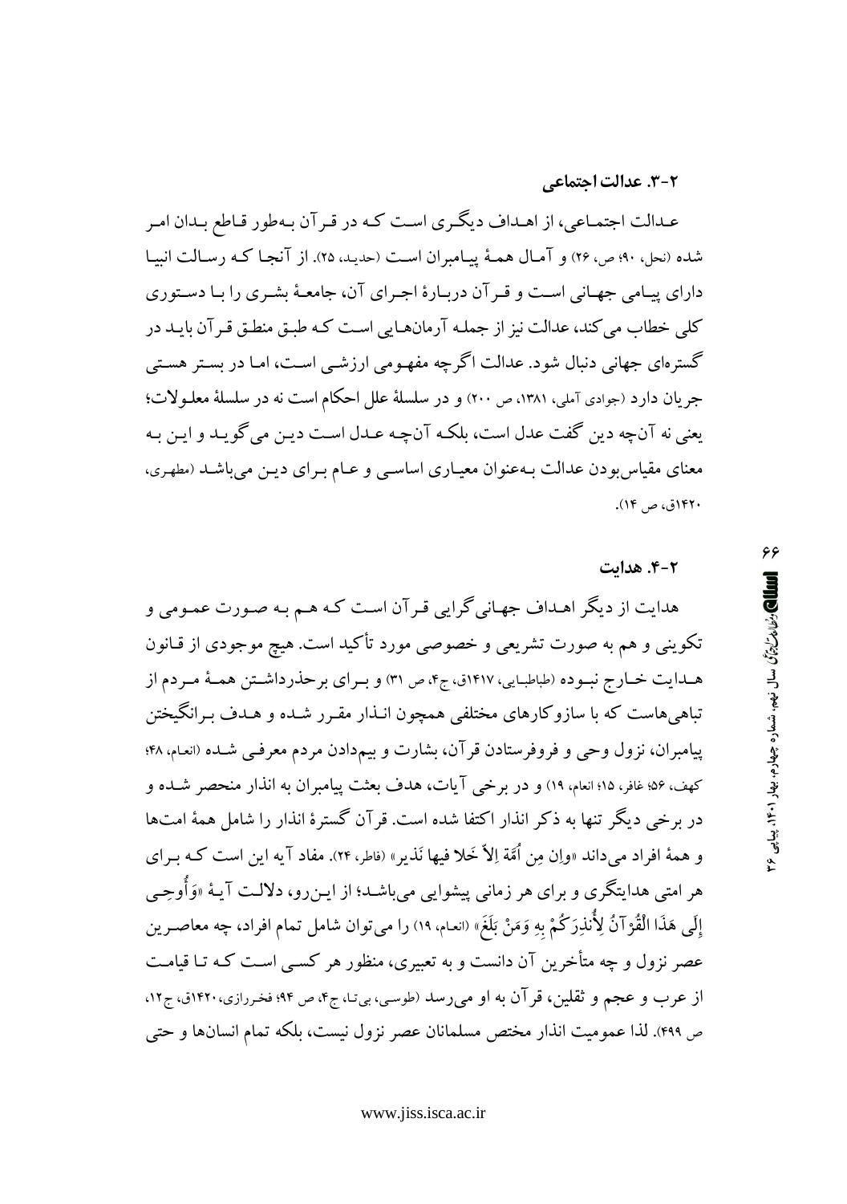### ۲-۳. عدالت اجتماعی

عدالت اجتماعی، از اهداف دیگری است که در قرآن به‌طور قاطع بدان امر شده (نحل، ۹۰؛ ص، ۲۶) و آمال همهٔ پیامبران است (حدید، ۲۵). از آنجا که رسالت انبیا دارای پیامی جهانی است و قرآن دربارهٔ اجرای آن، جامعهٔ بشری را با دستوری کلی خطاب می‌کند، عدالت نیز از جمله آرمان‌هایی است که طبق منطق قرآن باید در گستره‌ای جهانی دنبال شود. عدالت اگرچه مفهومی ارزشی است، اما در بستر هستی جریان دارد (جوادی آملی، ۱۳۸۱، ص ۲۰۰) و در سلسلهٔ علل احکام است نه در سلسلهٔ معلولات؛ یعنی نه آن‌چه دین گفت عدل است، بلکه آن‌چه عدل است دین می‌گوید و این به معنای مقیاس‌بودن عدالت به‌عنوان معیاری اساسی و عام برای دین می‌باشد (مطهری، ۱۴۲۰ق، ص ۱۴).

### ۲-۴. هدایت

هدایت از دیگر اهداف جهانی‌گرایی قرآن است که هم به صورت عمومی و تکوینی و هم به صورت تشریعی و خصوصی مورد تأکید است. هیچ موجودی از قانون هدایت خارج نبوده (طباطبایی، ۱۴۱۷ق، ج۴، ص ۳۱) و برای برحذرداشتن همهٔ مردم از تباهی‌هاست که با سازوکارهای مختلفی همچون انذار مقرر شده و هدف برانگیختن پیامبران، نزول وحی و فروفرستادن قرآن، بشارت و بیم‌دادن مردم معرفی شده (انعام، ۴۸؛ کهف، ۵۶؛ غافر، ۱۵؛ انعام، ۱۹) و در برخی آیات، هدف بعثت پیامبران به انذار منحصر شده و در برخی دیگر تنها به ذکر انذار اکتفا شده است. قرآن گسترهٔ انذار را شامل همهٔ امت‌ها و همهٔ افراد می‌داند «وإن مِن اُمَّة إلاّ خَلا فيها نَذير» (فاطر، ۲۴). مفاد آیه این است که برای هر امتی هدایتگری و برای هر زمانی پیشوایی می‌باشد؛ از این‌رو، دلالت آیهٔ «وَأُوحِيَ إِلَي هَذَا الْقُرآنُ لِأُنذِرَكُمْ بِهِ وَمَنْ بَلَغَ» (انعام، ۱۹) را می‌توان شامل تمام افراد، چه معاصرین عصر نزول و چه متأخرین آن دانست و به تعبیری، منظور هر کسی است که تا قیامت از عرب و عجم و ثقلین، قرآن به او می‌رسد (طوسی، بی‌تا، ج۴، ص ۹۴؛ فخررازی، ۱۴۲۰ق، ج۱۲، ص ۴۹۹). لذا عمومیت انذار مختص مسلمانان عصر نزول نیست، بلکه تمام انسان‌ها و حتی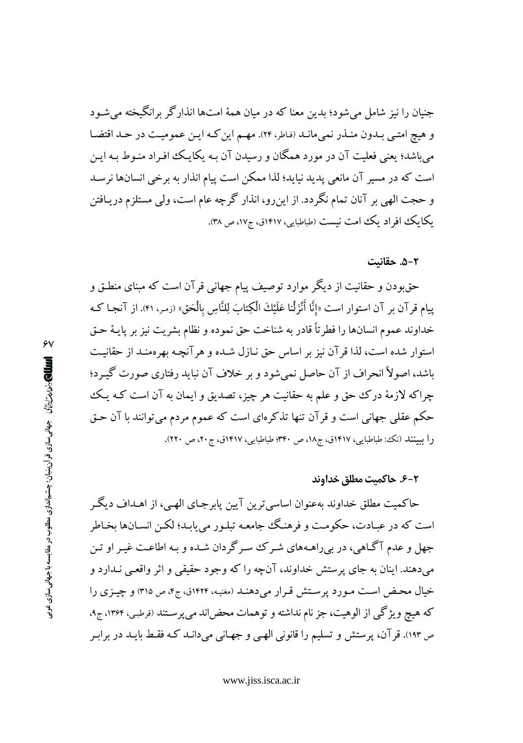جنیان را نیز شامل می‌شود؛ بدین معنا که در میان همهٔ امت‌ها انذارگر برانگیخته می‌شود و هیچ امتی بدون منذر نمی‌ماند (فاطر، ۲۴). مهم این‌که این عمومیت در حد اقتضا می‌باشد؛ یعنی فعلیت آن در مورد همگان و رسیدن آن به یکایک افراد منوط به این است که در مسیر آن مانعی پدید نیاید؛ لذا ممکن است پیام انذار به برخی انسان‌ها نرسد و حجت الهی بر آنان تمام نگردد. از این‌رو، انذار گرچه عام است، ولی مستلزم دریافتن یکایک افراد یک امت نیست (طباطبایی، ۱۴۱۷ق، ج۱۷، ص ۳۸).

### ۲-۵. حقانیت

حق‌بودن و حقانیت از دیگر موارد توصیف پیام جهانی قرآن است که مبنای منطق و پیام قرآن بر آن استوار است «إِنَّا أَنْزَلْنا عَلَيْكَ الْكِتابَ لِلنَّاسِ بِالْحَقِّ» (زمر، ۴۱). از آنجا که خداوند عموم انسان‌ها را فطرتاً قادر به شناخت حق نموده و نظام بشریت نیز بر پایهٔ حق استوار شده است، لذا قرآن نیز بر اساس حق نازل شده و هرآنچه بهره‌مند از حقانیت باشد، اصولاً انحراف از آن حاصل نمی‌شود و بر خلاف آن نباید رفتاری صورت گیرد؛ چراکه لازمهٔ درک حق و علم به حقانیت هر چیز، تصدیق و ایمان به آن است که یک حکم عقلی جهانی است و قرآن تنها تذکره‌ای است که عموم مردم می‌توانند با آن حق را ببینند (نک: طباطبایی، ۱۴۱۷ق، ج۱۸، ص ۳۴۰؛ طباطبایی، ۱۴۱۷ق، ج ۲۰، ص ۲۲۰).

### ۲-۶. حاکمیت مطلق خداوند

حاکمیت مطلق خداوند به‌عنوان اساسی‌ترین آیین پابرجای الهی، از اهداف دیگر است که در عبادت، حکومت و فرهنگ جامعه تبلور می‌یابد؛ لکن انسان‌ها بخاطر جهل و عدم آگاهی، در بی‌راهه‌های شرک سرگردان شده و به اطاعت غیر او تن می‌دهند. اینان به جای پرستش خداوند، آن‌چه را که وجود حقیقی و اثر واقعی ندارد و خیال محض است مورد پرستش قرار می‌دهند (مغنیه، ۱۴۲۴ق، ج۴، ص ۳۱۵) و چیزی را که هیچ ویژگی از الوهیت، جز نام نداشته و توهمات محض‌اند می‌پرستند (قرطبی، ۱۳۶۴، ج۹، ص ۱۹۳). قرآن، پرستش و تسلیم را قانونی الهی و جهانی می‌داند که فقط باید در برابر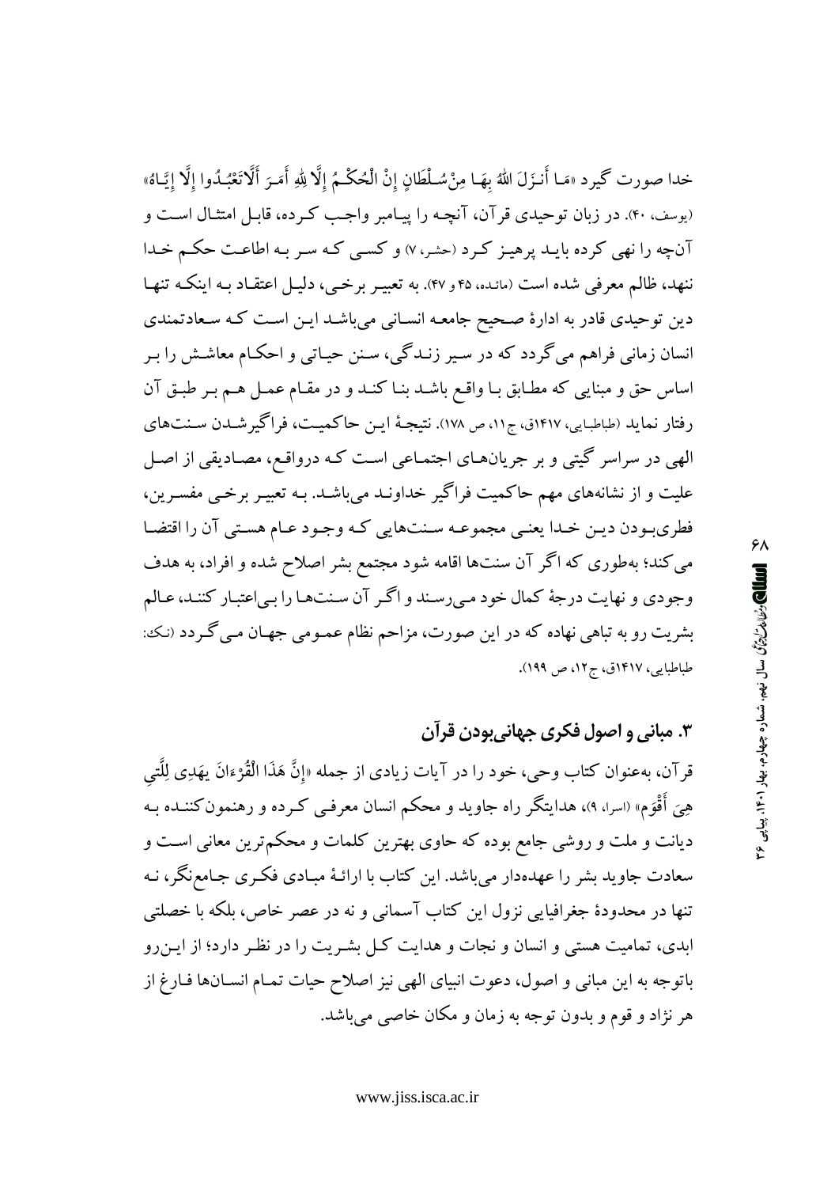خدا صورت گیرد «مَا أَنـزَلَ اللَّهُ بِهَا مِنْ سُلْطَانٍ إِنْ الْحُكْـمُ إِلَّا لِلَّهِ أَمَـرَ أَلَّاتَعْبُـدُوا إِلَّا إِيَّـاهُ» (یوسف، ۴۰). در زبان توحیدی قرآن، آنچـه را پیـامبر واجـب کـرده، قابـل امتثـال اسـت و آن‌چه را نهی کرده بایـد پرهیـز کـرد (حشر، ۷) و کسـی کـه سـر بـه اطاعـت حکـم خـدا ننهد، ظالم معرفی شده است (مائده، ۴۵ و ۴۷). به تعبیـر برخـی، دلیـل اعتقـاد بـه اینکـه تنهـا دین توحیدی قادر به ادارهٔ صـحیح جامعـه انسـانی می‌باشـد ایـن اسـت کـه سـعادتمندی انسان زمانی فراهم می‌گردد که در سیر زنـدگی، سـنن حیـاتی و احکـام معاشـش را بـر اساس حق و مبنایی که مطـابق بـا واقـع باشـد بنـا کنـد و در مقـام عمـل هـم بـر طبـق آن رفتار نماید (طباطبایی، ۱۴۱۷ق، ج۱۱، ص ۱۷۸). نتیجـهٔ ایـن حاکمیـت، فراگیرشـدن سـنت‌های الهی در سراسر گیتی و بر جریان‌هـای اجتمـاعی اسـت کـه درواقـع، مصـادیقی از اصـل علیت و از نشانه‌های مهم حاکمیت فراگیر خداونـد می‌باشـد. بـه تعبیـر برخـی مفسـرین، فطری‌بـودن دیـن خـدا یعنـی مجموعـه سـنت‌هایی کـه وجـود عـام هسـتی آن را اقتضـا می‌کند؛ به‌طوری که اگر آن سنت‌ها اقامه شود مجتمع بشر اصلاح شده و افراد، به هدف وجودی و نهایت درجهٔ کمال خود مـی‌رسـند و اگـر آن سـنت‌هـا را بـی‌اعتبـار کننـد، عـالم بشریت رو به تباهی نهاده که در این صورت، مزاحم نظام عمـومی جهـان مـی‌گـردد (نک: طباطبایی، ۱۴۱۷ق، ج۱۲، ص ۱۹۹).

## ۳. مبانی و اصول فکری جهانی‌بودن قرآن

قرآن، به‌عنوان کتاب وحی، خود را در آیات زیادی از جمله «إِنَّ هَذَا الْقُرْءانَ يَهْدِي لِلَّتِي هِيَ أَقْوَم» (اسرا، ۹)، هدایتگر راه جاوید و محکم انسان معرفـی کـرده و رهنمون‌کننـده بـه دیانت و ملت و روشی جامع بوده که حاوی بهترین کلمات و محکم‌ترین معانی اسـت و سعادت جاوید بشر را عهده‌دار می‌باشد. این کتاب با ارائـهٔ مبـادی فکـری جـامع‌نگر، نـه تنها در محدودهٔ جغرافیایی نزول این کتاب آسمانی و نه در عصر خاص، بلکه با خصلتی ابدی، تمامیت هستی و انسان و نجات و هدایت کـل بشـریت را در نظـر دارد؛ از ایـن‌رو باتوجه به این مبانی و اصول، دعوت انبیای الهی نیز اصلاح حیات تمـام انسـان‌ها فـارغ از هر نژاد و قوم و بدون توجه به زمان و مکان خاصی می‌باشد.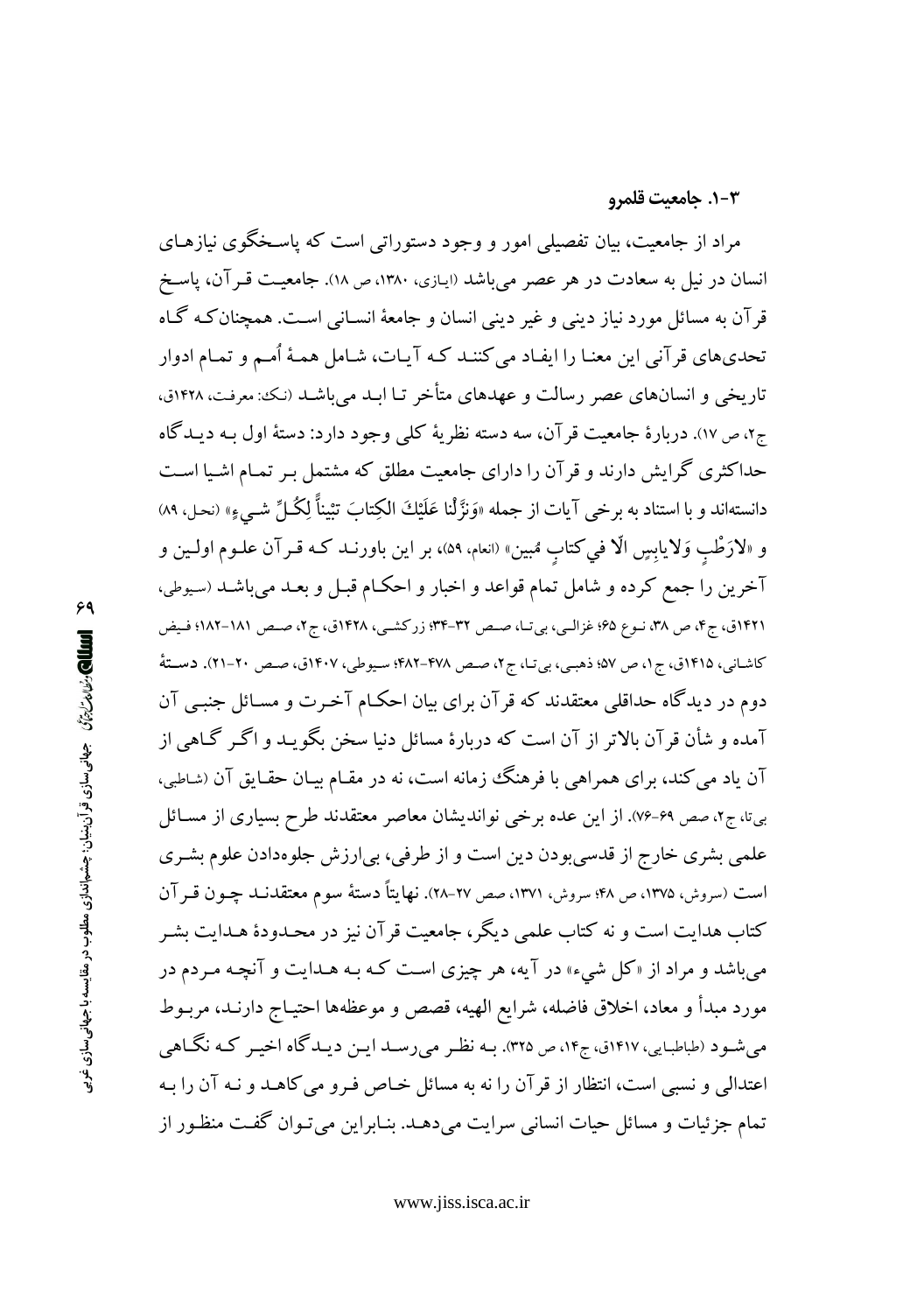### ۳-۱. جامعیت قلمرو

مراد از جامعیت، بیان تفصیلی امور و وجود دستوراتی است که پاسخگوی نیازهای انسان در نیل به سعادت در هر عصر می‌باشد (ایازی، ۱۳۸۰، ص ۱۸). جامعیت قرآن، پاسخ قرآن به مسائل مورد نیاز دینی و غیر دینی انسان و جامعهٔ انسانی است. همچنان‌که گاه تحدی‌های قرآنی این معنا را ایفاد می‌کنند که آیات، شامل همهٔ اُمم و تمام ادوار تاریخی و انسان‌های عصر رسالت و عهدهای متأخر تا ابد می‌باشد (نک: معرفت، ۱۴۲۸ق، ج۲، ص ۱۷). دربارهٔ جامعیت قرآن، سه دسته نظریهٔ کلی وجود دارد: دستهٔ اول به دیدگاه حداکثری گرایش دارند و قرآن را دارای جامعیت مطلق که مشتمل بر تمام اشیا است دانسته‌اند و با استناد به برخی آیات از جمله «وَنَزَّلْنا عَلَیْكَ الكِتابَ تِبْیاناً لِكُلِّ شيءٍ» (نحل، ۸۹) و «لارَطْبٍ وَلایابِسٍ الّا في كِتابٍ مُبین» (انعام، ۵۹)، بر این باورند که قرآن علوم اولین و آخرین را جمع کرده و شامل تمام قواعد و اخبار و احکام قبل و بعد می‌باشد (سیوطی، ۱۴۲۱ق، ج۴، ص ۳۸، نوع ۶۵؛ غزالی، بی‌تا، صص ۳۲-۳۴؛ زرکشی، ۱۴۲۸ق، ج۲، صص ۱۸۱-۱۸۲؛ فیض کاشانی، ۱۴۱۵ق، ج۱، ص ۵۷؛ ذهبی، بی‌تا، ج۲، صص ۴۷۸-۴۸۲؛ سیوطی، ۱۴۰۷ق، صص ۲۰-۲۱). دستهٔ دوم در دیدگاه حداقلی معتقدند که قرآن برای بیان احکام آخرت و مسائل جنبی آن آمده و شأن قرآن بالاتر از آن است که دربارهٔ مسائل دنیا سخن بگوید و اگر گاهی از آن یاد می‌کند، برای همراهی با فرهنگ زمانه است، نه در مقام بیان حقایق آن (شاطبی، بی‌تا، ج۲، صص ۶۹-۷۶). از این عده برخی نواندیشان معاصر معتقدند طرح بسیاری از مسائل علمی بشری خارج از قدسی‌بودن دین است و از طرفی، بی‌ارزش جلوه‌دادن علوم بشری است (سروش، ۱۳۷۵، ص ۴۸؛ سروش، ۱۳۷۱، صص ۲۷-۲۸). نهایتاً دستهٔ سوم معتقدند چون قرآن کتاب هدایت است و نه کتاب علمی دیگر، جامعیت قرآن نیز در محدودهٔ هدایت بشر می‌باشد و مراد از «کل شيء» در آیه، هر چیزی است که به هدایت و آنچه مردم در مورد مبدأ و معاد، اخلاق فاضله، شرایع الهیه، قصص و موعظه‌ها احتیاج دارند، مربوط می‌شود (طباطبایی، ۱۴۱۷ق، ج۱۴، ص ۳۲۵). به نظر می‌رسد این دیدگاه اخیر که نگاهی اعتدالی و نسبی است، انتظار از قرآن را نه به مسائل خاص فرو می‌کاهد و نه آن را به تمام جزئیات و مسائل حیات انسانی سرایت می‌دهد. بنابراین می‌توان گفت منظور از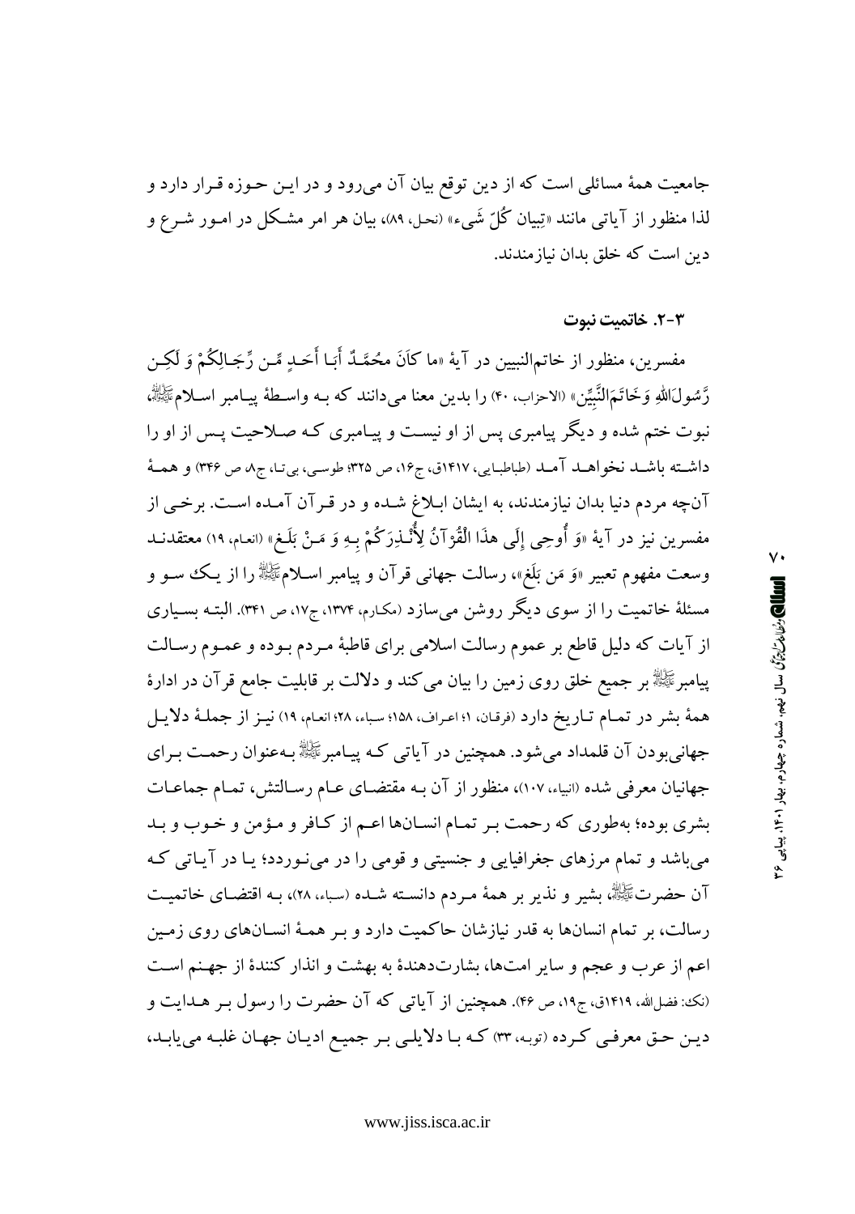جامعیت همهٔ مسائلی است که از دین توقع بیان آن می‌رود و در این حوزه قرار دارد و لذا منظور از آیاتی مانند «تِبیان کُلِّ شَیء» (نحل، ۸۹)، بیان هر امر مشکل در امور شرع و دین است که خلق بدان نیازمندند.

### ۳-۲. خاتمیت نبوت

مفسرین، منظور از خاتم‌النبیین در آیهٔ «ما کانَ مُحَمَّدٌ أَبا أَحَدٍ مِّن رِّجالِکُمْ وَ لکِن رَّسُولَ‌اللهِ وَخاتَمَ‌النَّبِیِّن» (الاحزاب، ۴۰) را بدین معنا می‌دانند که به واسطهٔ پیامبر اسلامﷺ، نبوت ختم شده و دیگر پیامبری پس از او نیست و پیامبری که صلاحیت پس از او را داشته باشد نخواهد آمد (طباطبایی، ۱۴۱۷ق، ج۱۶، ص ۳۲۵؛ طوسی، بی‌تا، ج۸، ص ۳۴۶) و همهٔ آن‌چه مردم دنیا بدان نیازمندند، به ایشان ابلاغ شده و در قرآن آمده است. برخی از مفسرین نیز در آیهٔ «وَ أُوحِیَ إِلَی هذَا الْقُرْآنُ لِأُنْذِرَکُمْ بِهِ وَ مَنْ بَلَغ» (انعام، ۱۹) معتقدند وسعت مفهوم تعبیر «وَ مَن بَلَغ»، رسالت جهانی قرآن و پیامبر اسلامﷺ را از یک سو و مسئلهٔ خاتمیت را از سوی دیگر روشن می‌سازد (مکارم، ۱۳۷۴، ج۱۷، ص ۳۴۱). البته بسیاری از آیات که دلیل قاطع بر عموم رسالت اسلامی برای قاطبهٔ مردم بوده و عموم رسالت پیامبرﷺ بر جمیع خلق روی زمین را بیان می‌کند و دلالت بر قابلیت جامع قرآن در ادارهٔ همهٔ بشر در تمام تاریخ دارد (فرقان، ۱؛ اعراف، ۱۵۸؛ سباء، ۲۸؛ انعام، ۱۹) نیز از جملهٔ دلایل جهانی‌بودن آن قلمداد می‌شود. همچنین در آیاتی که پیامبرﷺ به‌عنوان رحمت برای جهانیان معرفی شده (انبیاء، ۱۰۷)، منظور از آن به مقتضای عام رسالتش، تمام جماعات بشری بوده؛ به‌طوری که رحمت بر تمام انسان‌ها اعم از کافر و مؤمن و خوب و بد می‌باشد و تمام مرزهای جغرافیایی و جنسیتی و قومی را در می‌نوردد؛ یا در آیاتی که آن حضرتﷺ، بشیر و نذیر بر همهٔ مردم دانسته شده (سباء، ۲۸)، به اقتضای خاتمیت رسالت، بر تمام انسان‌ها به قدر نیازشان حاکمیت دارد و بر همهٔ انسان‌های روی زمین اعم از عرب و عجم و سایر امت‌ها، بشارت‌دهندهٔ به بهشت و انذار کنندهٔ از جهنم است (نک: فضل‌الله، ۱۴۱۹ق، ج۱۹، ص ۴۶). همچنین از آیاتی که آن حضرت را رسول بر هدایت و دین حق معرفی کرده (توبه، ۳۳) که با دلایلی بر جمیع ادیان جهان غلبه می‌یابد،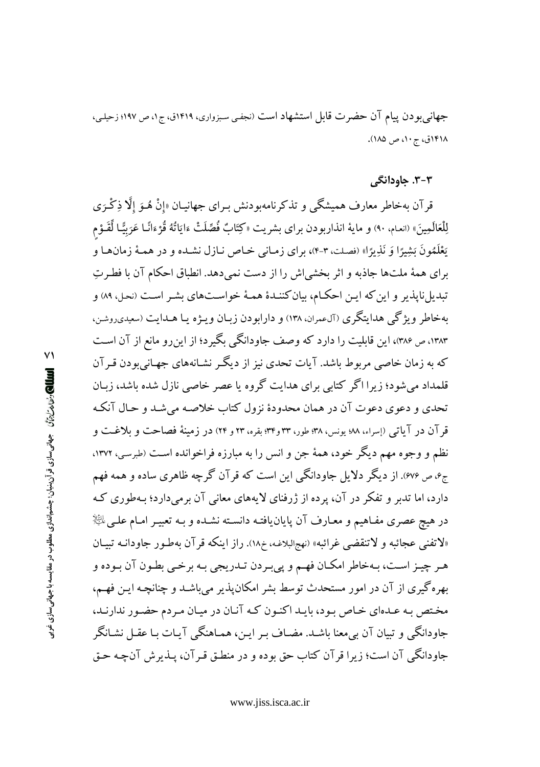جهانی‌بودن پیام آن حضرت قابل استشهاد است (نجفی سبزواری، ۱۴۱۹ق، ج۱، ص ۱۹۷؛ زحیلی، ۱۴۱۸ق، ج۱۰، ص ۱۸۵).

### ۳-۳. جاودانگی

قرآن به‌خاطر معارف همیشگی و تذکرنامه‌بودنش برای جهانیان «إِنْ هُوَ إِلَّا ذِكْرَى لِلْعَالَمِينَ» (انعام، ۹۰) و مایهٔ انذاربودن برای بشریت «كِتَابٌ فُصِّلَتْ ءايَاتُهُ قُرْءانًا عَرَبِيًّا لِّقَوْمٍ يَعْلَمُونَ بَشِيرًا وَ نَذِيرًا» (فصلت، ۳-۴)، برای زمانی خاص نازل نشده و در همهٔ زمان‌ها و برای همهٔ ملت‌ها جاذبه و اثر بخشی‌اش را از دست نمی‌دهد. انطباق احکام آن با فطرتِ تبدیل‌ناپذیر و این‌که این احکام، بیان‌کنندهٔ همهٔ خواسته‌های بشر است (نحل، ۸۹) و به‌خاطر ویژگی هدایتگری (آل‌عمران، ۱۳۸) و دارابودن زبان ویژه یا هدایت (سعیدی‌روشن، ۱۳۸۳، ص ۳۸۶)، این قابلیت را دارد که وصف جاودانگی بگیرد؛ از این‌رو مانع از آن است که به زمان خاصی مربوط باشد. آیات تحدی نیز از دیگر نشانه‌های جهانی‌بودن قرآن قلمداد می‌شود؛ زیرا اگر کتابی برای هدایت گروه یا عصر خاصی نازل شده باشد، زبان تحدی و دعوی دعوت آن در همان محدودهٔ نزول کتاب خلاصه می‌شد و حال آنکه قرآن در آیاتی (إسراء، ۸۸؛ یونس، ۳۸؛ طور، ۳۳ و۳۴؛ بقره، ۲۳ و ۲۴) در زمینهٔ فصاحت و بلاغت و نظم و وجوه مهم دیگر خود، همهٔ جن و انس را به مبارزه فراخوانده است (طبرسی، ۱۳۷۲، ج۶، ص ۶۷۶). از دیگر دلایل جاودانگی این است که قرآن گرچه ظاهری ساده و همه فهم دارد، اما تدبر و تفکر در آن، پرده از ژرفنای لایه‌های معانی آن برمی‌دارد؛ به‌طوری که در هیچ عصری مفاهیم و معارف آن پایان‌یافته دانسته نشده و به تعبیر امام علی علیه‌السلام «لاتفنی عجائبه و لاتنقضی غرائبه» (نهج‌البلاغه، خ۱۸). راز اینکه قرآن به‌طور جاودانه تبیان هر چیز است، به‌خاطر امکان فهم و پی‌بردن تدریجی به برخی بطون آن بوده و بهره‌گیری از آن در امور مستحدث توسط بشر امکان‌پذیر می‌باشد و چنانچه این فهم، مختص به عده‌ای خاص بود، باید اکنون که آنان در میان مردم حضور ندارند، جاودانگی و تبیان آن بی‌معنا باشد. مضاف بر این، هماهنگی آیات با عقل نشانگر جاودانگی آن است؛ زیرا قرآن کتاب حق بوده و در منطق قرآن، پذیرش آن‌چه حق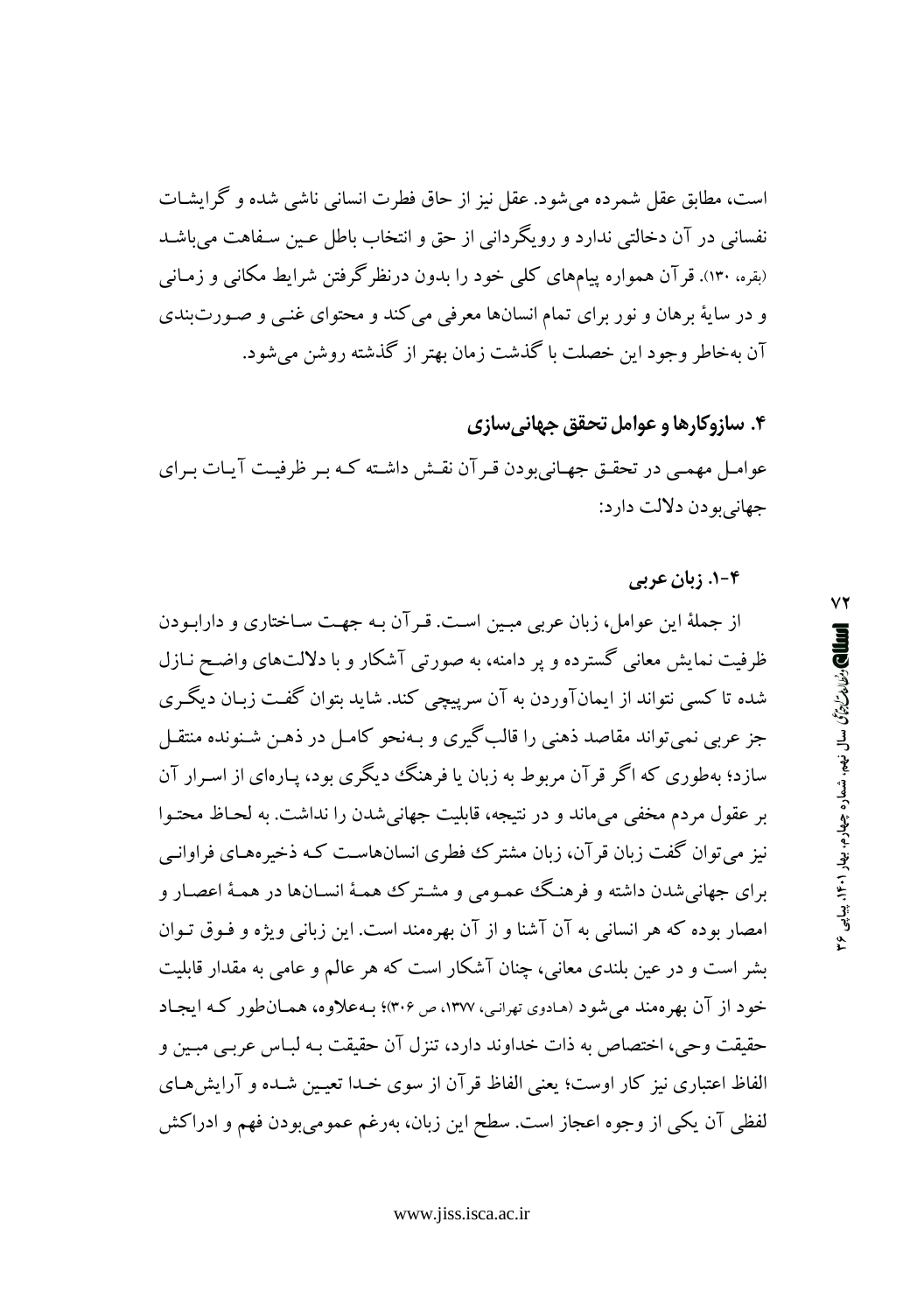است، مطابق عقل شمرده می‌شود. عقل نیز از حاق فطرت انسانی ناشی شده و گرایشات نفسانی در آن دخالتی ندارد و رویگردانی از حق و انتخاب باطل عین سفاهت می‌باشد (بقره، ۱۳۰). قرآن همواره پیام‌های کلی خود را بدون درنظرگرفتن شرایط مکانی و زمانی و در سایهٔ برهان و نور برای تمام انسان‌ها معرفی می‌کند و محتوای غنی و صورت‌بندی آن به‌خاطر وجود این خصلت با گذشت زمان بهتر از گذشته روشن می‌شود.

## ۴. سازوکارها و عوامل تحقق جهانی‌سازی

عوامل مهمی در تحقق جهانی‌بودن قرآن نقش داشته که بر ظرفیت آیات برای جهانی‌بودن دلالت دارد:

### ۴-۱. زبان عربی

از جملهٔ این عوامل، زبان عربی مبین است. قرآن به جهت ساختاری و دارابودن ظرفیت نمایش معانی گسترده و پر دامنه، به صورتی آشکار و با دلالت‌های واضح نازل شده تا کسی نتواند از ایمان‌آوردن به آن سرپیچی کند. شاید بتوان گفت زبان دیگری جز عربی نمی‌تواند مقاصد ذهنی را قالب‌گیری و به‌نحو کامل در ذهن شنونده منتقل سازد؛ به‌طوری که اگر قرآن مربوط به زبان یا فرهنگ دیگری بود، پاره‌ای از اسرار آن بر عقول مردم مخفی می‌ماند و در نتیجه، قابلیت جهانی‌شدن را نداشت. به لحاظ محتوا نیز می‌توان گفت زبان قرآن، زبان مشترک فطری انسان‌هاست که ذخیره‌های فراوانی برای جهانی‌شدن داشته و فرهنگ عمومی و مشترک همهٔ انسان‌ها در همهٔ اعصار و امصار بوده که هر انسانی به آن آشنا و از آن بهره‌مند است. این زبانی ویژه و فوق توان بشر است و در عین بلندی معانی، چنان آشکار است که هر عالم و عامی به مقدار قابلیت خود از آن بهره‌مند می‌شود (هادوی تهرانی، ۱۳۷۷، ص ۳۰۶)؛ به‌علاوه، همان‌طور که ایجاد حقیقت وحی، اختصاص به ذات خداوند دارد، تنزل آن حقیقت به لباس عربی مبین و الفاظ اعتباری نیز کار اوست؛ یعنی الفاظ قرآن از سوی خدا تعیین شده و آرایش‌های لفظی آن یکی از وجوه اعجاز است. سطح این زبان، به‌رغم عمومی‌بودن فهم و ادراکش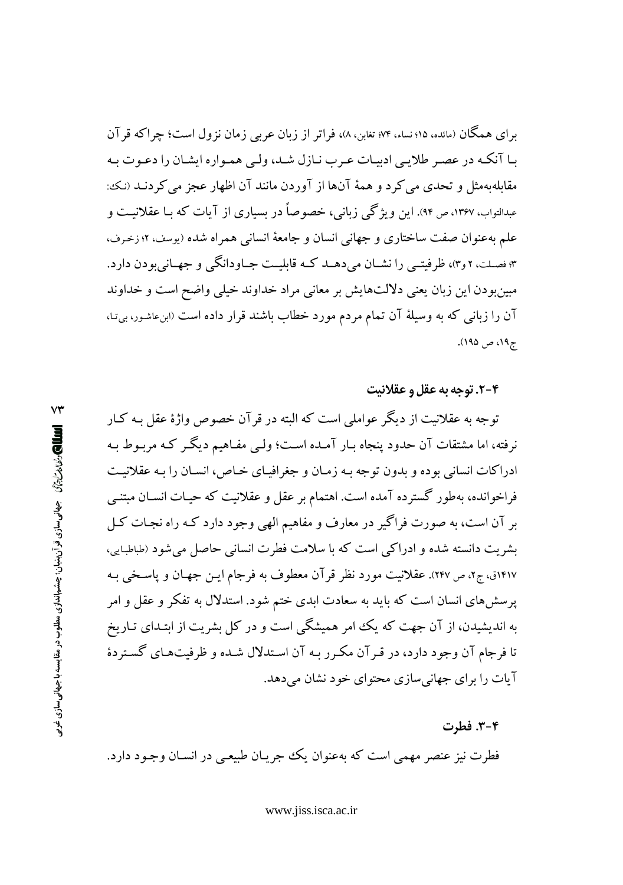برای همگان (مائده، ۱۵؛ نساء، ۷۴؛ تغابن، ۸)، فراتر از زبان عربی زمان نزول است؛ چراکه قرآن با آنکه در عصر طلایی ادبیات عرب نازل شد، ولی همواره ایشان را دعوت به مقابله‌به‌مثل و تحدی می‌کرد و همهٔ آن‌ها از آوردن مانند آن اظهار عجز می‌کردند (نک: عبدالتواب، ۱۳۶۷، ص ۹۴). این ویژگی زبانی، خصوصاً در بسیاری از آیات که با عقلانیت و علم به‌عنوان صفت ساختاری و جهانی انسان و جامعهٔ انسانی همراه شده (یوسف، ۲؛ زخرف، ۳؛ فصلت، ۲ و ۳)، ظرفیتی را نشان می‌دهد که قابلیت جاودانگی و جهانی‌بودن دارد. مبین‌بودن این زبان یعنی دلالت‌هایش بر معانی مراد خداوند خیلی واضح است و خداوند آن را زبانی که به وسیلهٔ آن تمام مردم مورد خطاب باشند قرار داده است (ابن‌عاشور، بی‌تا، ج۱۹، ص ۱۹۵).

### ۴-۲. توجه به عقل و عقلانیت

توجه به عقلانیت از دیگر عواملی است که البته در قرآن خصوص واژهٔ عقل به کار نرفته، اما مشتقات آن حدود پنجاه بار آمده است؛ ولی مفاهیم دیگر که مربوط به ادراکات انسانی بوده و بدون توجه به زمان و جغرافیای خاص، انسان را به عقلانیت فراخوانده، به‌طور گسترده آمده است. اهتمام بر عقل و عقلانیت که حیات انسان مبتنی بر آن است، به صورت فراگیر در معارف و مفاهیم الهی وجود دارد که راه نجات کل بشریت دانسته شده و ادراکی است که با سلامت فطرت انسانی حاصل می‌شود (طباطبایی، ۱۴۱۷ق، ج۲، ص ۲۴۷). عقلانیت مورد نظر قرآن معطوف به فرجام این جهان و پاسخی به پرسش‌های انسان است که باید به سعادت ابدی ختم شود. استدلال به تفکر و عقل و امر به اندیشیدن، از آن جهت که یک امر همیشگی است و در کل بشریت از ابتدای تاریخ تا فرجام آن وجود دارد، در قرآن مکرر به آن استدلال شده و ظرفیت‌های گستردهٔ آیات را برای جهانی‌سازی محتوای خود نشان می‌دهد.

### ۴-۳. فطرت

فطرت نیز عنصر مهمی است که به‌عنوان یک جریان طبیعی در انسان وجود دارد.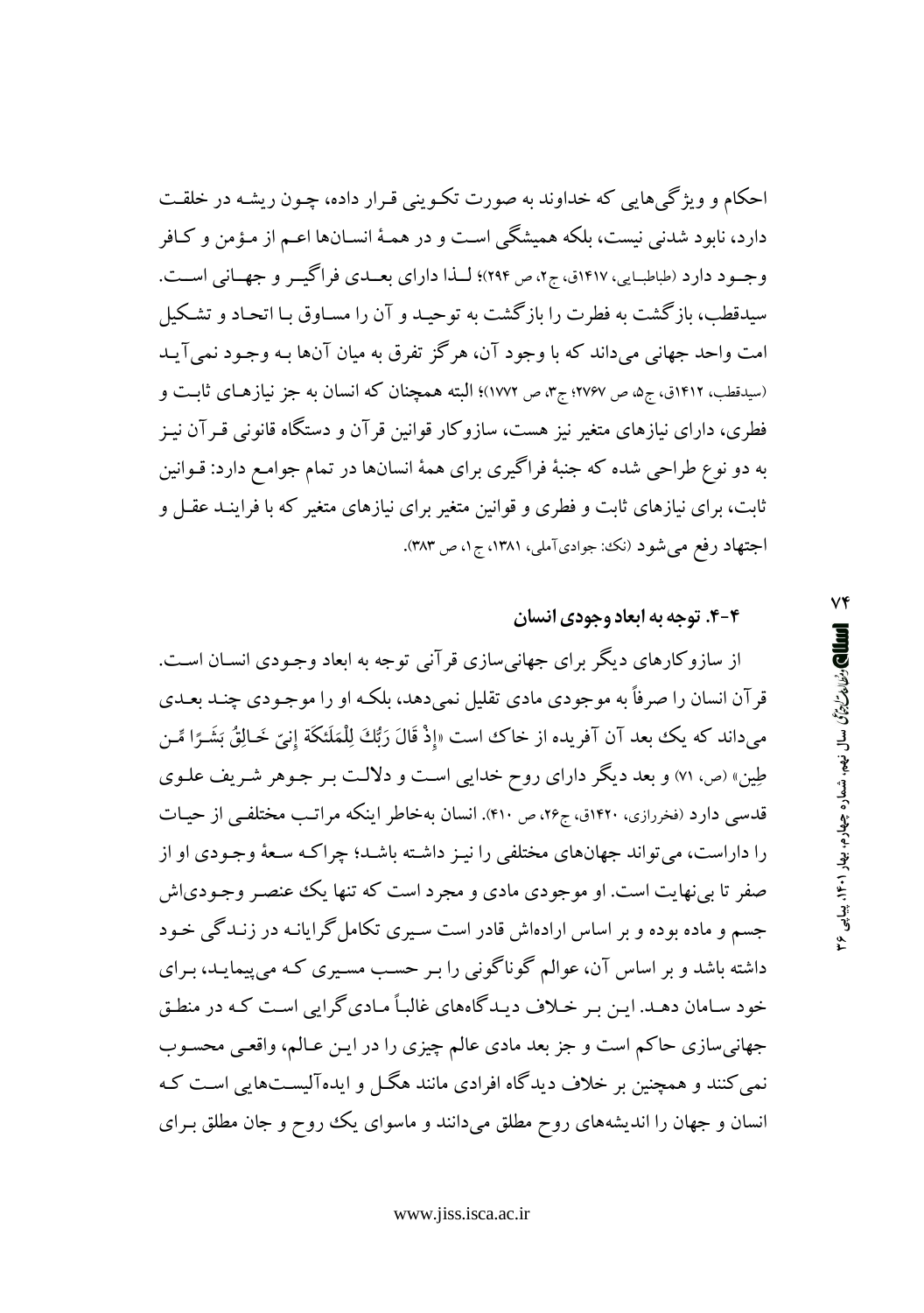احکام و ویژگی‌هایی که خداوند به صورت تکوینی قرار داده، چون ریشه در خلقت دارد، نابود شدنی نیست، بلکه همیشگی است و در همهٔ انسان‌ها اعم از مؤمن و کافر وجود دارد (طباطبایی، ۱۴۱۷ق، ج۲، ص ۲۹۴)؛ لذا دارای بعدی فراگیر و جهانی است. سیدقطب، بازگشت به فطرت را بازگشت به توحید و آن را مساوق با اتحاد و تشکیل امت واحد جهانی می‌داند که با وجود آن، هرگز تفرق به میان آن‌ها به وجود نمی‌آید (سیدقطب، ۱۴۱۲ق، ج۵، ص ۲۷۶۷؛ ج۳، ص ۱۷۷۲)؛ البته همچنان که انسان به جز نیازهای ثابت و فطری، دارای نیازهای متغیر نیز هست، سازوکار قوانین قرآن و دستگاه قانونی قرآن نیز به دو نوع طراحی شده که جنبهٔ فراگیری برای همهٔ انسان‌ها در تمام جوامع دارد: قوانین ثابت، برای نیازهای ثابت و فطری و قوانین متغیر برای نیازهای متغیر که با فرایند عقل و اجتهاد رفع می‌شود (نک: جوادی‌آملی، ۱۳۸۱، ج۱، ص ۳۸۳).

### ۴-۴. توجه به ابعاد وجودی انسان

از سازوکارهای دیگر برای جهانی‌سازی قرآنی توجه به ابعاد وجودی انسان است. قرآن انسان را صرفاً به موجودی مادی تقلیل نمی‌دهد، بلکه او را موجودی چند بعدی می‌داند که یک بعد آن آفریده از خاک است «إِذْ قَالَ رَبُّكَ لِلْمَلَئكَةِ إِنىّ‌ِ خَالِقُ بَشَرًا مِّن طِين» (ص، ۷۱) و بعد دیگر دارای روح خدایی است و دلالت بر جوهر شریف علوی قدسی دارد (فخررازی، ۱۴۲۰ق، ج۲۶، ص ۴۱۰). انسان به‌خاطر اینکه مراتب مختلفی از حیات را داراست، می‌تواند جهان‌های مختلفی را نیز داشته باشد؛ چراکه سعهٔ وجودی او از صفر تا بی‌نهایت است. او موجودی مادی و مجرد است که تنها یک عنصر وجودی‌اش جسم و ماده بوده و بر اساس اراده‌اش قادر است سیری تکامل‌گرایانه در زندگی خود داشته باشد و بر اساس آن، عوالم گوناگونی را بر حسب مسیری که می‌پیماید، برای خود سامان دهد. این بر خلاف دیدگاه‌های غالباً مادی‌گرایی است که در منطق جهانی‌سازی حاکم است و جز بعد مادی عالم چیزی را در این عالم، واقعی محسوب نمی‌کنند و همچنین بر خلاف دیدگاه افرادی مانند هگل و ایده‌آلیست‌هایی است که انسان و جهان را اندیشه‌های روح مطلق می‌دانند و ماسوای یک روح و جان مطلق برای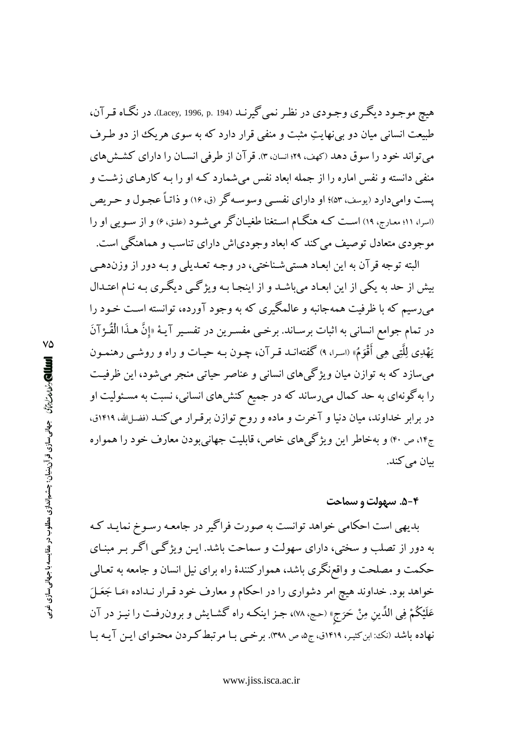هیچ موجود دیگری وجودی در نظر نمی‌گیرند (Lacey, 1996, p. 194). در نگاه قرآن، طبیعت انسانی میان دو بی‌نهایتِ مثبت و منفی قرار دارد که به سوی هریک از دو طرف می‌تواند خود را سوق دهد (کهف، ۲۹؛ انسان، ۳). قرآن از طرفی انسان را دارای کشش‌های منفی دانسته و نفس اماره را از جمله ابعاد نفس می‌شمارد که او را به کارهای زشت و پست وامی‌دارد (یوسف، ۵۳)؛ او دارای نفسی وسوسه‌گر (ق، ۱۶) و ذاتاً عجول و حریص (اسرا، ۱۱؛ معارج، ۱۹) است که هنگام استغنا طغیان‌گر می‌شود (علق، ۶) و از سویی او را موجودی متعادل توصیف می‌کند که ابعاد وجودی‌اش دارای تناسب و هماهنگی است.

البته توجه قرآن به این ابعاد هستی‌شناختی، در وجه تعدیلی و به دور از وزن‌دهی بیش از حد به یکی از این ابعاد می‌باشد و از اینجا به ویژگی دیگری به نام اعتدال می‌رسیم که با ظرفیت همه‌جانبه و عالمگیری که به وجود آورده، توانسته است خود را در تمام جوامع انسانی به اثبات برساند. برخی مفسرین در تفسیر آیۀ «إِنَّ هـٰذَا الْقُرْآنَ يَهْدِي لِلَّتِي هِيَ أَقْوَمُ» (اسرا، ۹) گفته‌اند قرآن، چون به حیات و راه و روشی رهنمون می‌سازد که به توازن میان ویژگی‌های انسانی و عناصر حیاتی منجر می‌شود، این ظرفیت را به‌گونه‌ای به حد کمال می‌رساند که در جمیع کنش‌های انسانی، نسبت به مسئولیت او در برابر خداوند، میان دنیا و آخرت و ماده و روح توازن برقرار می‌کند (فضل‌الله، ۱۴۱۹ق، ج۱۴، ص ۴۰) و به‌خاطر این ویژگی‌های خاص، قابلیت جهانی‌بودن معارف خود را همواره بیان می‌کند.

### ۴-۵. سهولت و سماحت

بدیهی است احکامی خواهد توانست به صورت فراگیر در جامعه رسوخ نماید که به دور از تصلب و سختی، دارای سهولت و سماحت باشد. این ویژگی اگر بر مبنای حکمت و مصلحت و واقع‌نگری باشد، هموارکنندۀ راه برای نیل انسان و جامعه به تعالی خواهد بود. خداوند هیچ امر دشواری را در احکام و معارف خود قرار نداده «مَا جَعَلَ عَلَيْكُمْ فِي الدِّينِ مِنْ حَرَجٍ» (حج، ۷۸)، جز اینکه راه گشایش و برون‌رفت را نیز در آن نهاده باشد (نک: ابن‌کثیر، ۱۴۱۹ق، ج۵، ص ۳۹۸). برخی با مرتبط‌کردن محتوای این آیه با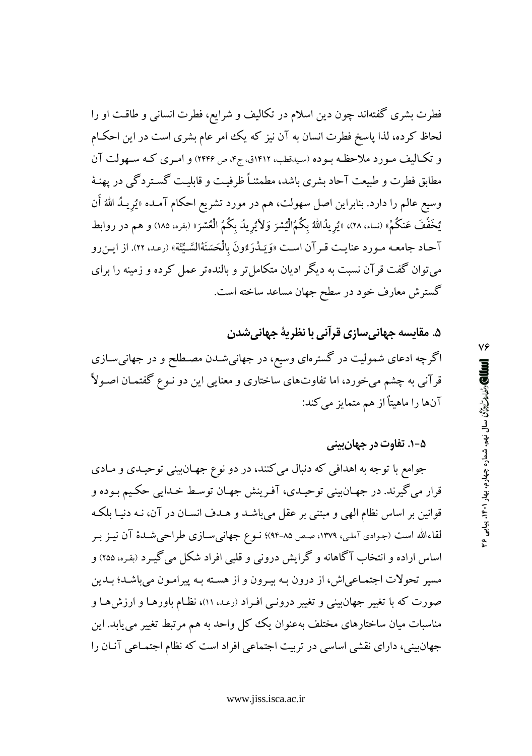فطرت بشری گفته‌اند چون دین اسلام در تکالیف و شرایع، فطرت انسانی و طاقت او را لحاظ کرده، لذا پاسخ فطرت انسان به آن نیز که یک امر عام بشری است در این احکام و تکالیف مورد ملاحظه بوده (سیدقطب، ۱۴۱۲ق، ج۴، ص ۲۴۴۶) و امری که سهولت آن مطابق فطرت و طبیعت آحاد بشری باشد، مطمئناً ظرفیت و قابلیت گستردگی در پهنهٔ وسیع عالم را دارد. بنابراین اصل سهولت، هم در مورد تشریع احکام آمده «یُرِیدُ اللهُ أَن یُخَفِّفَ عَنکُمْ» (نساء، ۲۸)، «یُرِیدُاللهُ بِکُمُالْیُسْرَ وَلاَیُرِیدُ بِکُمُ الْعُسْرَ» (بقره، ۱۸۵) و هم در روابط آحاد جامعه مورد عنایت قرآن است «وَیَدْرَءُونَ بِالْحَسَنَةِالسَّیِّئَةَ» (رعد، ۲۲). از این‌رو می‌توان گفت قرآن نسبت به دیگر ادیان متکامل‌تر و بالنده‌تر عمل کرده و زمینه را برای گسترش معارف خود در سطح جهان مساعد ساخته است.

## ۵. مقایسه جهانی‌سازی قرآنی با نظریهٔ جهانی‌شدن

اگرچه ادعای شمولیت در گستره‌ای وسیع، در جهانی‌شدن مصطلح و در جهانی‌سازی قرآنی به چشم می‌خورد، اما تفاوت‌های ساختاری و معنایی این دو نوع گفتمان اصولاً آن‌ها را ماهیتاً از هم متمایز می‌کند:

### ۵-۱. تفاوت در جهان‌بینی

جوامع با توجه به اهدافی که دنبال می‌کنند، در دو نوع جهان‌بینی توحیدی و مادی قرار می‌گیرند. در جهان‌بینی توحیدی، آفرینش جهان توسط خدایی حکیم بوده و قوانین بر اساس نظام الهی و مبتنی بر عقل می‌باشد و هدف انسان در آن، نه دنیا بلکه لقاءالله است (جوادی آملی، ۱۳۷۹، صص ۸۵-۹۴)؛ نوع جهانی‌سازی طراحی‌شدهٔ آن نیز بر اساس اراده و انتخاب آگاهانه و گرایش درونی و قلبی افراد شکل می‌گیرد (بقره، ۲۵۵) و مسیر تحولات اجتماعی‌اش، از درون به بیرون و از هسته به پیرامون می‌باشد؛ بدین صورت که با تغییر جهان‌بینی و تغییر درونی افراد (رعد، ۱۱)، نظام باورها و ارزش‌ها و مناسبات میان ساختارهای مختلف به‌عنوان یک کل واحد به هم مرتبط تغییر می‌یابد. این جهان‌بینی، دارای نقشی اساسی در تربیت اجتماعی افراد است که نظام اجتماعی آنان را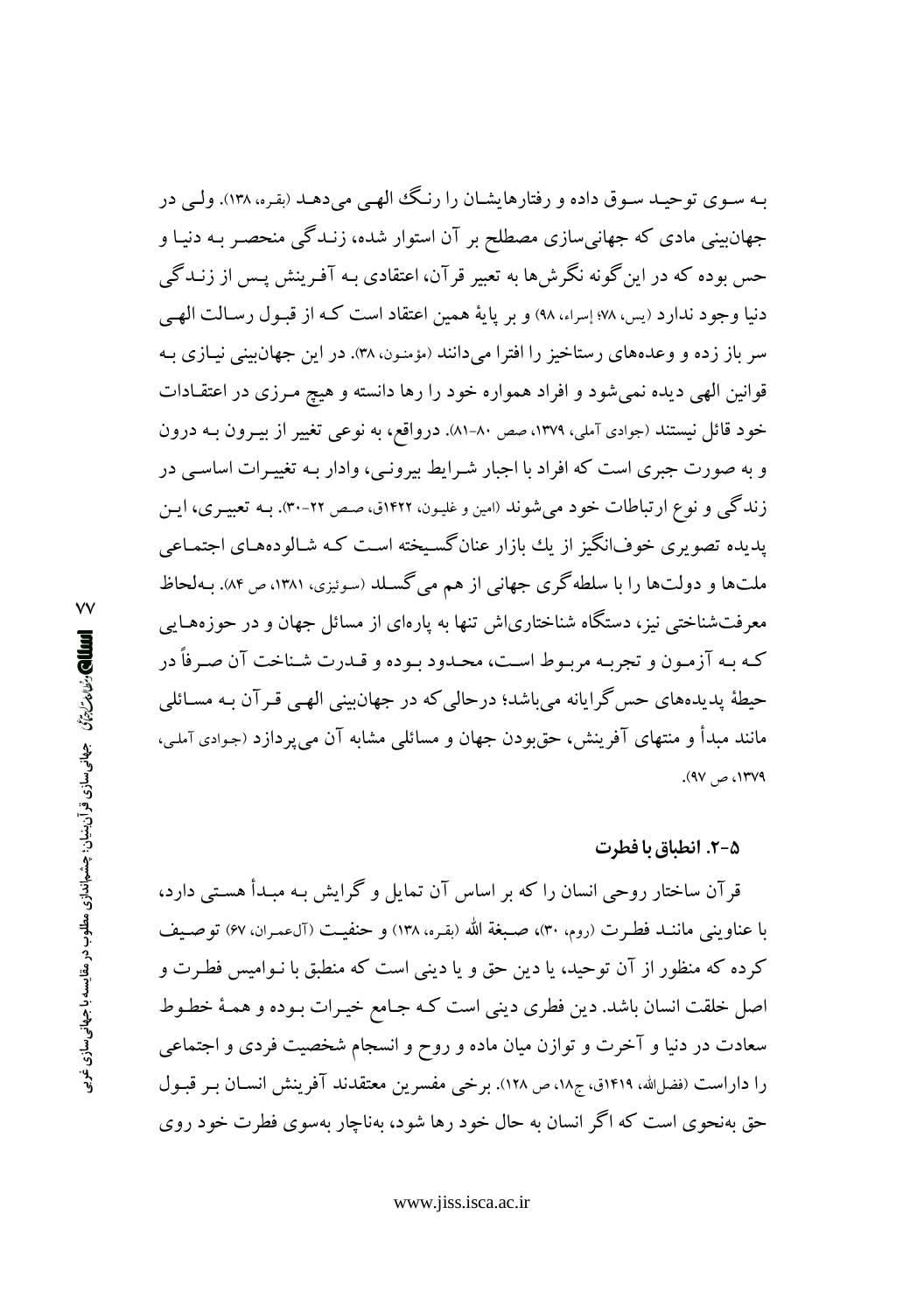بـه سـوی توحیـد سـوق داده و رفتارهایشـان را رنـگ الهـی می‌دهـد (بقره، ۱۳۸). ولـی در جهان‌بینی مادی که جهانی‌سازی مصطلح بر آن استوار شده، زنـدگی منحصـر بـه دنیـا و حس بوده که در این‌گونه نگرش‌ها به تعبیر قرآن، اعتقادی بـه آفـرینش پـس از زنـدگی دنیا وجود ندارد (یس، ۷۸؛ إسراء، ۹۸) و بر پایهٔ همین اعتقاد است کـه از قبـول رسـالت الهـی سر باز زده و وعده‌های رستاخیز را افترا می‌دانند (مؤمنون، ۳۸). در این جهان‌بینی نیـازی بـه قوانین الهی دیده نمی‌شود و افراد همواره خود را رها دانسته و هیچ مـرزی در اعتقـادات خود قائل نیستند (جوادی آملی، ۱۳۷۹، صص ۸۰-۸۱). درواقع، به نوعی تغییر از بیـرون بـه درون و به صورت جبری است که افراد با اجبار شـرایط بیرونـی، وادار بـه تغییـرات اساسـی در زندگی و نوع ارتباطات خود می‌شوند (امین و غلیون، ۱۴۲۲ق، صص ۲۲-۳۰). بـه تعبیـری، ایـن پدیده تصویری خوف‌انگیز از یك بازار عنان‌گسیخته اسـت کـه شـالوده‌هـای اجتمـاعی ملت‌ها و دولت‌ها را با سلطه‌گری جهانی از هم می‌گسـلد (سوئیزی، ۱۳۸۱، ص ۸۴). بـه‌لحاظ معرفت‌شناختی نیز، دستگاه شناختاری‌اش تنها به پاره‌ای از مسائل جهان و در حوزه‌هـایی کـه بـه آزمـون و تجربـه مربـوط اسـت، محـدود بـوده و قـدرت شـناخت آن صـرفاً در حیطهٔ پدیده‌های حس‌گرایانه می‌باشد؛ درحالی‌که در جهان‌بینی الهـی قـرآن بـه مسـائلی مانند مبدأ و منتهای آفرینش، حق‌بودن جهان و مسائلی مشابه آن می‌پردازد (جوادی آملی، ۱۳۷۹، ص ۹۷).

### ۵-۲. انطباق با فطرت

قرآن ساختار روحی انسان را که بر اساس آن تمایل و گرایش بـه مبـدأ هسـتی دارد، با عناوینی ماننـد فطـرت (روم، ۳۰)، صبغة الله (بقره، ۱۳۸) و حنفیـت (آل‌عمران، ۶۷) توصـیف کرده که منظور از آن توحید، یا دین حق و یا دینی است که منطبق با نـوامیس فطـرت و اصل خلقت انسان باشد. دین فطری دینی است کـه جـامع خیـرات بـوده و همـهٔ خطـوط سعادت در دنیا و آخرت و توازن میان ماده و روح و انسجام شخصیت فردی و اجتماعی را داراست (فضل‌الله، ۱۴۱۹ق، ج۱۸، ص ۱۲۸). برخی مفسرین معتقدند آفرینش انسـان بـر قبـول حق به‌نحوی است که اگر انسان به حال خود رها شود، به‌ناچار به‌سوی فطرت خود روی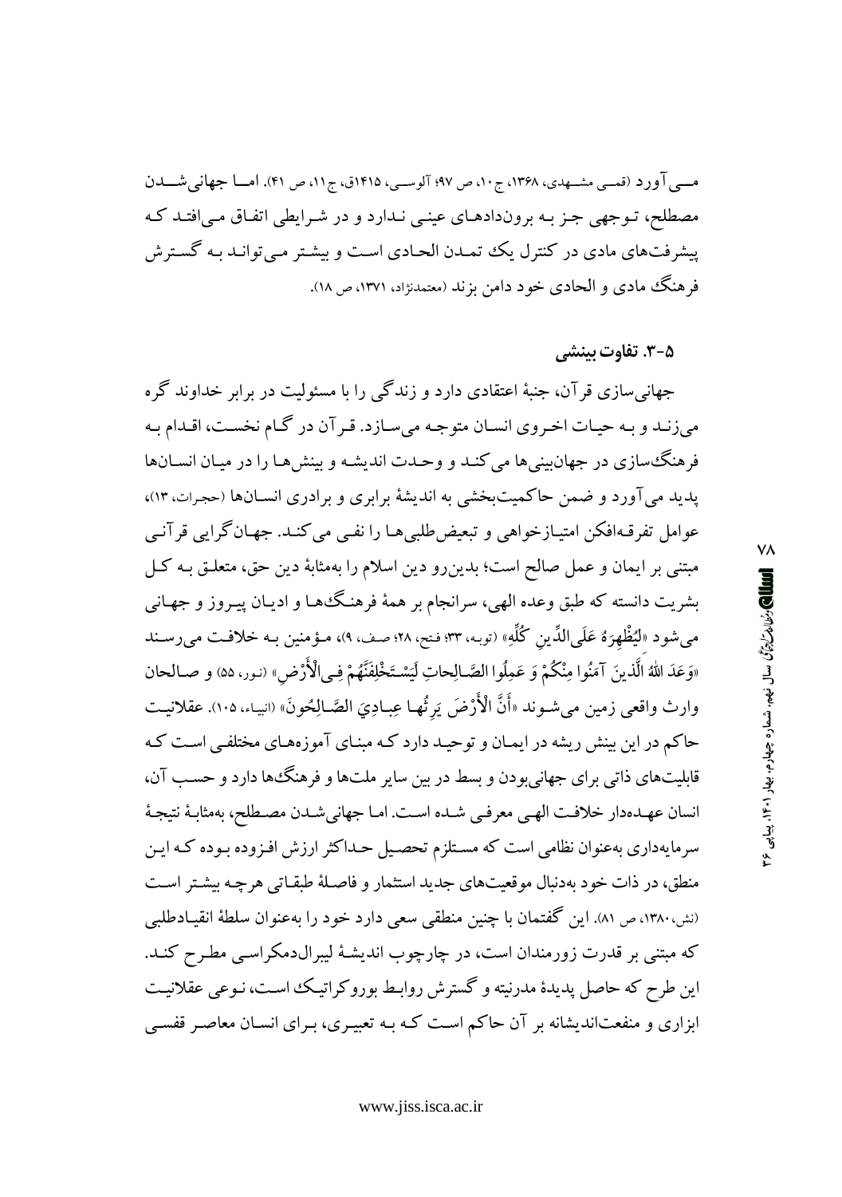مـی‌آورد (قمـی مشـهدی، ۱۳۶۸، ج ۱۰، ص ۹۷؛ آلوسـی، ۱۴۱۵ق، ج ۱۱، ص ۴۱). امـا جهانی‌شـدن مصطلح، تـوجهی جـز بـه برونداده‌هـای عینـی نـدارد و در شـرایطی اتفـاق مـی‌افتـد کـه پیشرفت‌های مادی در کنترل یک تمـدن الحادی اسـت و بیشتر مـی‌توانـد بـه گسـترش فرهنگ مادی و الحادی خود دامن بزند (معتمدنژاد، ۱۳۷۱، ص ۱۸).

### ۵-۳. تفاوت بینشی

جهانی‌سازی قرآن، جنبهٔ اعتقادی دارد و زندگی را با مسئولیت در برابر خداوند گره می‌زنـد و بـه حیـات اخـروی انسـان متوجـه می‌سـازد. قـرآن در گـام نخسـت، اقـدام بـه فرهنگ‌سازی در جهان‌بینی‌ها می‌کنـد و وحـدت اندیشـه و بینش‌هـا را در میـان انسـان‌ها پدید می‌آورد و ضمن حاکمیت‌بخشی به اندیشهٔ برابری و برادری انسـان‌ها (حجرات، ۱۳)، عوامل تفرقـه‌افکن امتیـازخواهی و تبعیض‌طلبی‌هـا را نفـی می‌کنـد. جهـان‌گرایی قرآنـی مبتنی بر ایمان و عمل صالح است؛ بدین‌رو دین اسلام را به‌مثابهٔ دین حق، متعلـق بـه کـل بشریت دانسته که طبق وعده الهی، سرانجام بر همهٔ فرهنـگ‌هـا و ادیـان پیـروز و جهـانی می‌شود «لِيُظْهِرَهُ عَلَى الدِّينِ كُلِّهِ» (توبه، ۳۳؛ فتح، ۲۸؛ صف، ۹)، مـؤمنین بـه خلافـت می‌رسـند «وَعَدَ اللَّهُ الَّذِينَ آمَنُوا مِنْكُمْ وَ عَمِلُوا الصَّالِحَاتِ لَيَسْتَخْلِفَنَّهُمْ فِي الْأَرْضِ» (نور، ۵۵) و صـالحان وارث واقعی زمین می‌شـوند «أَنَّ الْأَرْضَ يَرِثُهَا عِبَادِيَ الصَّالِحُونَ» (انبیاء، ۱۰۵). عقلانیـت حاکم در این بینش ریشه در ایمـان و توحیـد دارد کـه مبنـای آموزه‌هـای مختلفـی اسـت کـه قابلیت‌های ذاتی برای جهانی‌بودن و بسط در بین سایر ملت‌ها و فرهنگ‌ها دارد و حسـب آن، انسان عهـده‌دار خلافـت الهـی معرفـی شـده اسـت. امـا جهانی‌شـدن مصـطلح، به‌مثابـهٔ نتیجـهٔ سرمایه‌داری به‌عنوان نظامی است که مسـتلزم تحصـیل حـداکثر ارزش افـزوده بـوده کـه ایـن منطق، در ذات خود به‌دنبال موقعیت‌های جدید استثمار و فاصـلهٔ طبقـاتی هرچـه بیشـتر اسـت (نش، ۱۳۸۰، ص ۸۱). این گفتمان با چنین منطقی سعی دارد خود را به‌عنوان سلطهٔ انقیـادطلبی که مبتنی بر قدرت زورمندان است، در چارچوب اندیشـهٔ لیبرال‌دمکراسـی مطـرح کنـد. این طرح که حاصل پدیدهٔ مدرنیته و گسترش روابط بوروکراتیک اسـت، نـوعی عقلانیـت ابزاری و منفعت‌اندیشانه بر آن حاکم است کـه بـه تعبیـری، بـرای انسـان معاصـر قفسـی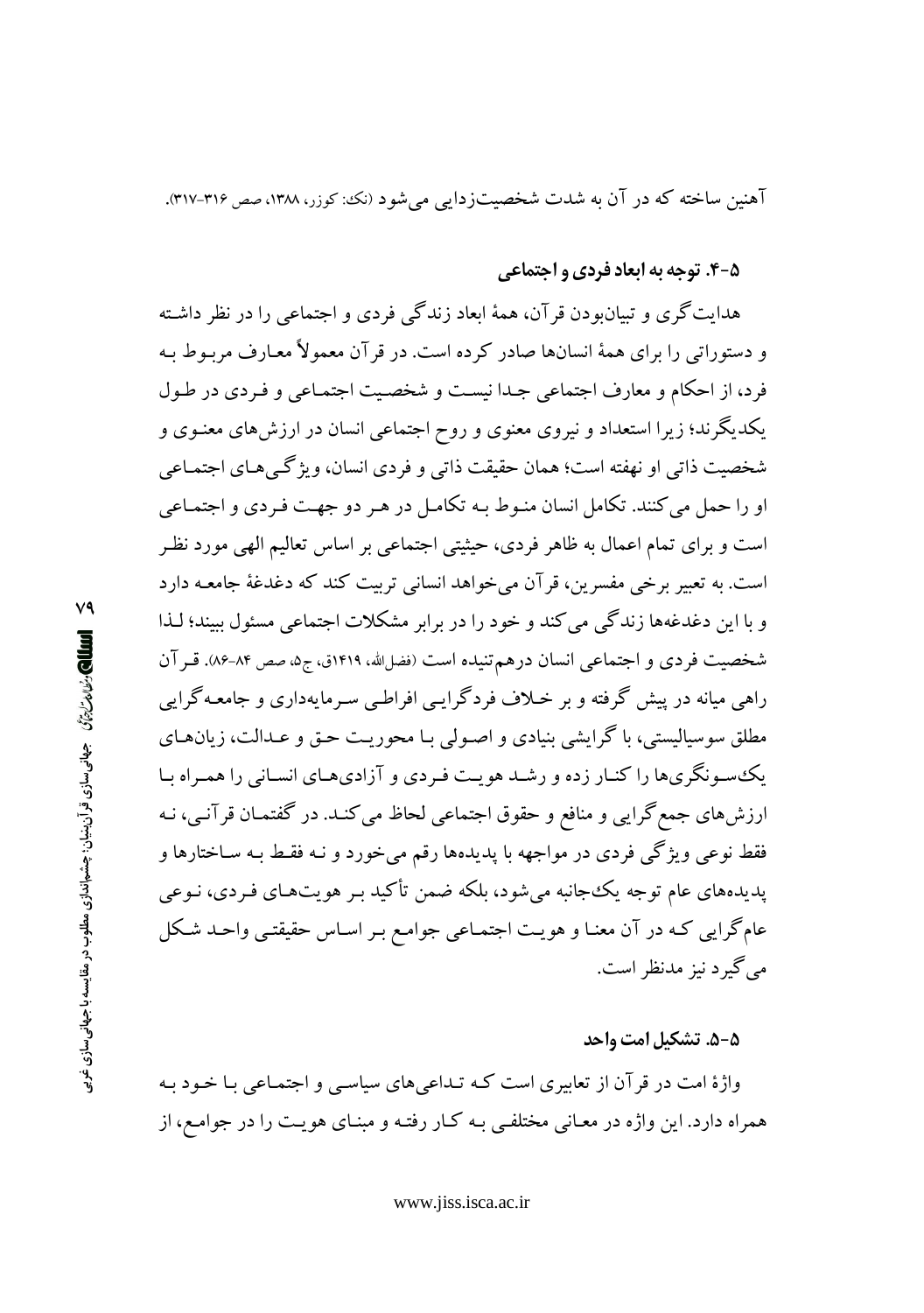آهنین ساخته که در آن به شدت شخصیت‌زدایی می‌شود (نک: کوزر، ۱۳۸۸، صص ۳۱۶-۳۱۷).

### ۵-۴. توجه به ابعاد فردی و اجتماعی

هدایت‌گری و تبیان‌بودن قرآن، همهٔ ابعاد زندگی فردی و اجتماعی را در نظر داشته و دستوراتی را برای همهٔ انسان‌ها صادر کرده است. در قرآن معمولاً معارف مربوط به فرد، از احکام و معارف اجتماعی جدا نیست و شخصیت اجتماعی و فردی در طول یکدیگرند؛ زیرا استعداد و نیروی معنوی و روح اجتماعی انسان در ارزش‌های معنوی و شخصیت ذاتی او نهفته است؛ همان حقیقت ذاتی و فردی انسان، ویژگی‌های اجتماعی او را حمل می‌کنند. تکامل انسان منوط به تکامل در هر دو جهت فردی و اجتماعی است و برای تمام اعمال به ظاهر فردی، حیثیتی اجتماعی بر اساس تعالیم الهی مورد نظر است. به تعبیر برخی مفسرین، قرآن می‌خواهد انسانی تربیت کند که دغدغهٔ جامعه دارد و با این دغدغه‌ها زندگی می‌کند و خود را در برابر مشکلات اجتماعی مسئول ببیند؛ لذا شخصیت فردی و اجتماعی انسان درهم‌تنیده است (فضل‌الله، ۱۴۱۹ق، ج۵، صص ۸۴-۸۶). قرآن راهی میانه در پیش گرفته و بر خلاف فردگرایی افراطی سرمایه‌داری و جامعه‌گرایی مطلق سوسیالیستی، با گرایشی بنیادی و اصولی با محوریت حق و عدالت، زیان‌های یک‌سونگری‌ها را کنار زده و رشد هویت فردی و آزادی‌های انسانی را همراه با ارزش‌های جمع‌گرایی و منافع و حقوق اجتماعی لحاظ می‌کند. در گفتمان قرآنی، نه فقط نوعی ویژگی فردی در مواجهه با پدیده‌ها رقم می‌خورد و نه فقط به ساختارها و پدیده‌های عام توجه یک‌جانبه می‌شود، بلکه ضمن تأکید بر هویت‌های فردی، نوعی عام‌گرایی که در آن معنا و هویت اجتماعی جوامع بر اساس حقیقتی واحد شکل می‌گیرد نیز مدنظر است.

### ۵-۵. تشکیل امت واحد

واژهٔ امت در قرآن از تعابیری است که تداعی‌های سیاسی و اجتماعی با خود به همراه دارد. این واژه در معانی مختلفی به کار رفته و مبنای هویت را در جوامع، از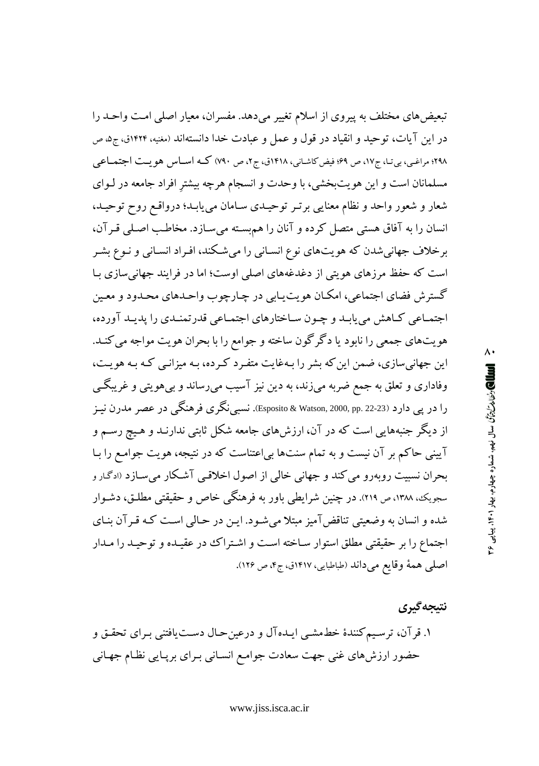تبعیض‌های مختلف به پیروی از اسلام تغییر می‌دهد. مفسران، معیار اصلی امت واحد را در این آیات، توحید و انقیاد در قول و عمل و عبادت خدا دانسته‌اند (مغنیه، ۱۴۲۴ق، ج۵، ص ۲۹۸؛ مراغی، بی‌تا، ج۱۷، ص ۶۹؛ فیض کاشانی، ۱۴۱۸ق، ج۲، ص ۷۹۰) که اساس هویت اجتماعی مسلمانان است و این هویت‌بخشی، با وحدت و انسجام هرچه بیشترِ افراد جامعه در لوای شعار و شعور واحد و نظام معنایی برتر توحیدی سامان می‌یابد؛ درواقع روح توحید، انسان را به آفاق هستی متصل کرده و آنان را هم‌بسته می‌سازد. مخاطب اصلی قرآن، برخلاف جهانی‌شدن که هویت‌های نوع انسانی را می‌شکند، افراد انسانی و نوع بشر است که حفظ مرزهای هویتی از دغدغه‌های اصلی اوست؛ اما در فرایند جهانی‌سازی با گسترش فضای اجتماعی، امکان هویت‌یابی در چارچوب واحدهای محدود و معین اجتماعی کاهش می‌یابد و چون ساختارهای اجتماعی قدرتمندی را پدید آورده، هویت‌های جمعی را نابود یا دگرگون ساخته و جوامع را با بحران هویت مواجه می‌کند. این جهانی‌سازی، ضمن این‌که بشر را به‌غایت متفرد کرده، به میزانی که به هویت، وفاداری و تعلق به جمع ضربه می‌زند، به دین نیز آسیب می‌رساند و بی‌هویتی و غریبگی را در پی دارد (Esposito & Watson, 2000, pp. 22-23). نسبی‌نگری فرهنگی در عصر مدرن نیز از دیگر جنبه‌هایی است که در آن، ارزش‌های جامعه شکل ثابتی ندارند و هیچ رسم و آیینی حاکم بر آن نیست و به تمام سنت‌ها بی‌اعتناست که در نتیجه، هویت جوامع را با بحران نسبیت روبه‌رو می‌کند و جهانی خالی از اصول اخلاقی آشکار می‌سازد (ادگار و سجویک، ۱۳۸۸، ص ۲۱۹). در چنین شرایطی باور به فرهنگی خاص و حقیقتی مطلق، دشوار شده و انسان به وضعیتی تناقض‌آمیز مبتلا می‌شود. این در حالی است که قرآن بنای اجتماع را بر حقیقتی مطلق استوار ساخته است و اشتراک در عقیده و توحید را مدار اصلی همهٔ وقایع می‌داند (طباطبایی، ۱۴۱۷ق، ج۴، ص ۱۲۶).

## نتیجه‌گیری

۱. قرآن، ترسیم‌کنندهٔ خط‌مشی ایده‌آل و درعین‌حال دست‌یافتنی برای تحقق و حضور ارزش‌های غنی جهت سعادت جوامع انسانی برای برپایی نظام جهانی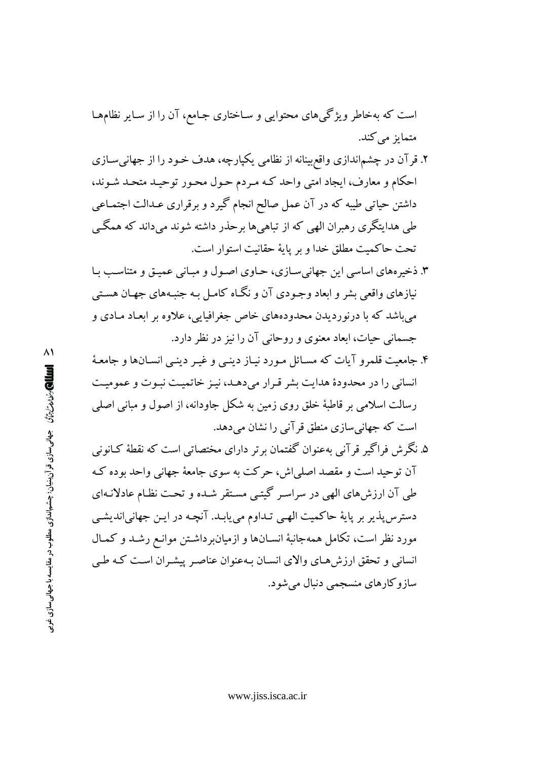است که به‌خاطر ویژگی‌های محتوایی و ساختاری جامع، آن را از سایر نظام‌ها متمایز می‌کند.

۲. قرآن در چشم‌اندازی واقع‌بینانه از نظامی یکپارچه، هدف خود را از جهانی‌سازی احکام و معارف، ایجاد امتی واحد که مردم حول محور توحید متحد شوند، داشتن حیاتی طیبه که در آن عمل صالح انجام گیرد و برقراری عدالت اجتماعی طی هدایتگری رهبران الهی که از تباهی‌ها برحذر داشته شوند می‌داند که همگی تحت حاکمیت مطلق خدا و بر پایهٔ حقانیت استوار است.

۳. ذخیره‌های اساسی این جهانی‌سازی، حاوی اصول و مبانی عمیق و متناسب با نیازهای واقعی بشر و ابعاد وجودی آن و نگاه کامل به جنبه‌های جهان هستی می‌باشد که با درنوردیدن محدوده‌های خاص جغرافیایی، علاوه بر ابعاد مادی و جسمانی حیات، ابعاد معنوی و روحانی آن را نیز در نظر دارد.

۴. جامعیت قلمرو آیات که مسائل مورد نیاز دینی و غیر دینی انسان‌ها و جامعهٔ انسانی را در محدودهٔ هدایت بشر قرار می‌دهد، نیز خاتمیت نبوت و عمومیت رسالت اسلامی بر قاطبهٔ خلق روی زمین به شکل جاودانه، از اصول و مبانی اصلی است که جهانی‌سازی منطق قرآنی را نشان می‌دهد.

۵. نگرش فراگیر قرآنی به‌عنوان گفتمان برتر دارای مختصاتی است که نقطهٔ کانونی آن توحید است و مقصد اصلی‌اش، حرکت به سوی جامعهٔ جهانی واحد بوده که طی آن ارزش‌های الهی در سراسر گیتی مستقر شده و تحت نظام عادلانه‌ای دسترس‌پذیر بر پایهٔ حاکمیت الهی تداوم می‌یابد. آنچه در این جهانی‌اندیشی مورد نظر است، تکامل همه‌جانبهٔ انسان‌ها و ازمیان‌برداشتن موانع رشد و کمال انسانی و تحقق ارزش‌های والای انسان به‌عنوان عناصر پیشران است که طی سازوکارهای منسجمی دنبال می‌شود.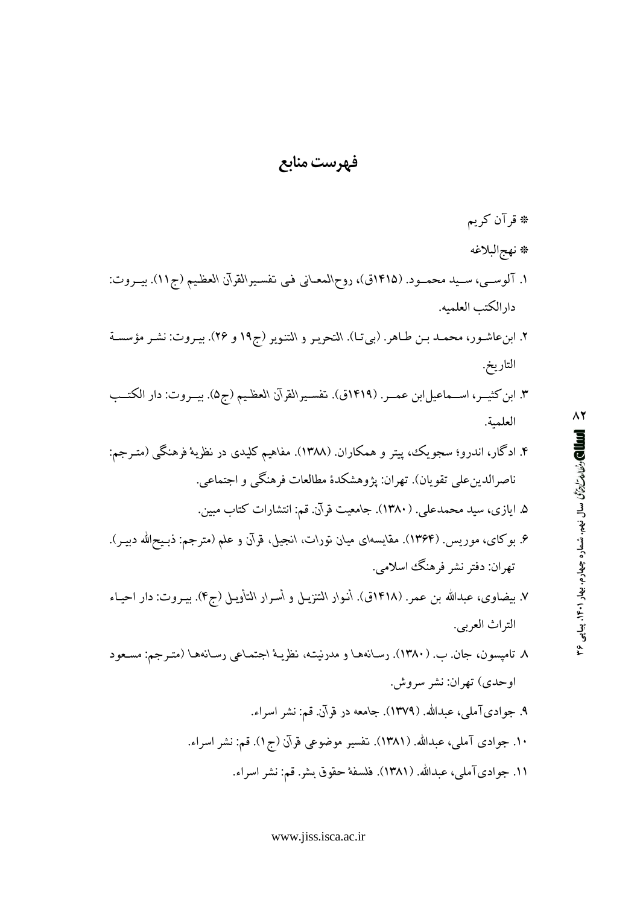# فهرست منابع

* قرآن کریم
* نهج‌البلاغه

۱. آلوسی، سید محمود. (۱۴۱۵ق)، روح‌المعانی فی تفسیرالقرآن العظیم (ج۱۱). بیروت: دارالکتب العلمیه.

۲. ابن‌عاشور، محمد بن طاهر. (بی‌تا). التحریر و التنویر (ج۱۹ و ۲۶). بیروت: نشر مؤسسة التاریخ.

۳. ابن‌کثیر، اسماعیل‌ابن عمر. (۱۴۱۹ق). تفسیرالقرآن العظیم (ج۵). بیروت: دار الکتب العلمیة.

۴. ادگار، اندرو؛ سجویک، پیتر و همکاران. (۱۳۸۸). مفاهیم کلیدی در نظریهٔ فرهنگی (مترجم: ناصرالدین‌علی تقویان). تهران: پژوهشکدهٔ مطالعات فرهنگی و اجتماعی.

۵. ایازی، سید محمدعلی. (۱۳۸۰). جامعیت قرآن. قم: انتشارات کتاب مبین.

۶. بوکای، موریس. (۱۳۶۴). مقایسه‌ای میان تورات، انجیل، قرآن و علم (مترجم: ذبیح‌الله دبیر). تهران: دفتر نشر فرهنگ اسلامی.

۷. بیضاوی، عبدالله بن عمر. (۱۴۱۸ق). أنوار التنزیل و أسرار التأویل (ج۴). بیروت: دار احیاء التراث العربی.

۸. تامپسون، جان. ب. (۱۳۸۰). رسانه‌ها و مدرنیته، نظریهٔ اجتماعی رسانه‌ها (مترجم: مسعود اوحدی) تهران: نشر سروش.

۹. جوادی‌آملی، عبدالله. (۱۳۷۹). جامعه در قرآن. قم: نشر اسراء.

۱۰. جوادی آملی، عبدالله. (۱۳۸۱). تفسیر موضوعی قرآن (ج۱). قم: نشر اسراء.

۱۱. جوادی‌آملی، عبدالله. (۱۳۸۱). فلسفهٔ حقوق بشر. قم: نشر اسراء.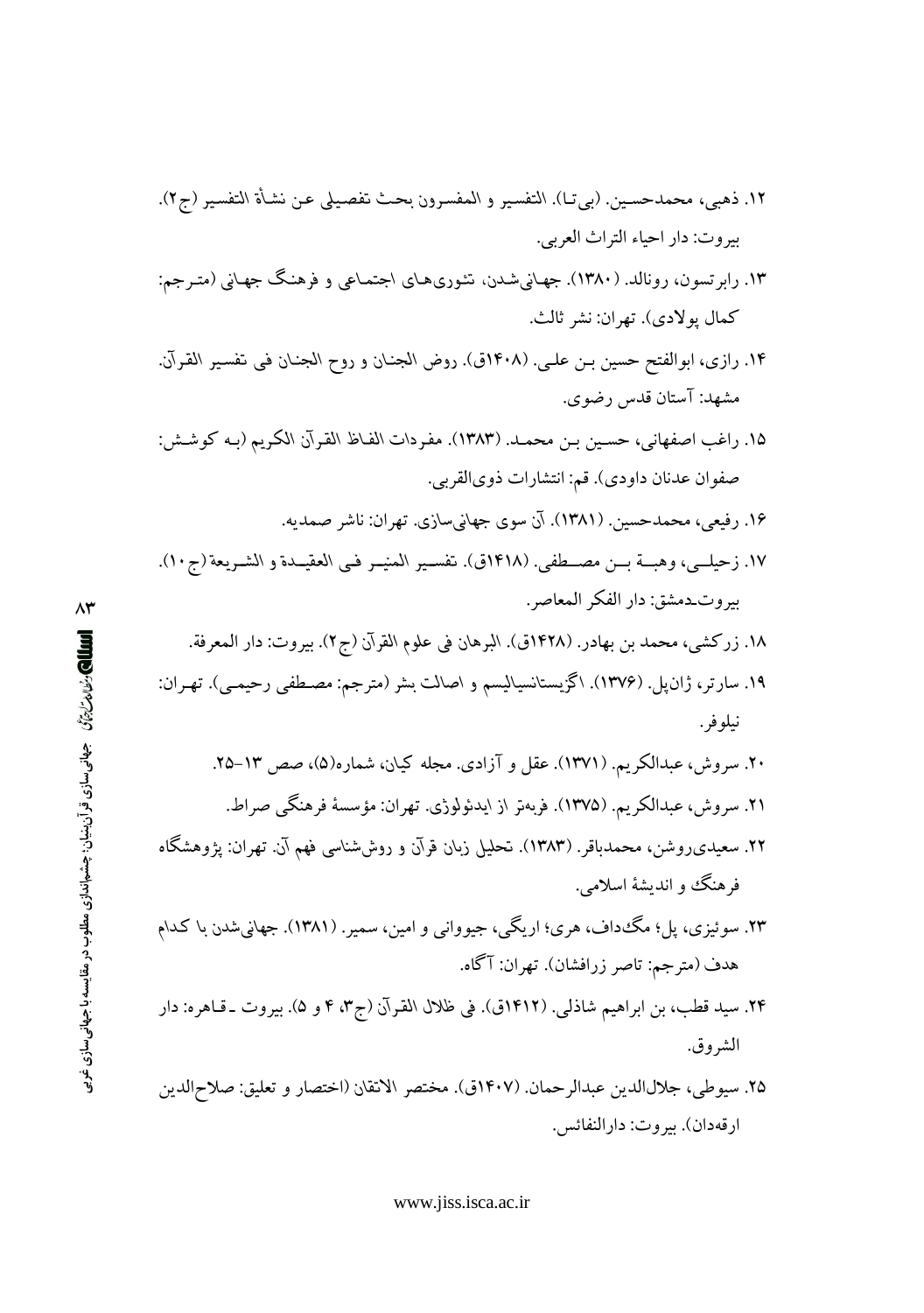۱۲. ذهبی، محمدحسین. (بی‌تا). التفسیر و المفسرون بحث تفصیلی عن نشأة التفسیر (ج۲). بیروت: دار احیاء التراث العربی.

۱۳. رابرتسون، رونالد. (۱۳۸۰). جهانی‌شدن، تئوری‌های اجتماعی و فرهنگ جهانی (مترجم: کمال پولادی). تهران: نشر ثالث.

۱۴. رازی، ابوالفتح حسین بن علی. (۱۴۰۸ق). روض الجنان و روح الجنان فی تفسیر القرآن. مشهد: آستان قدس رضوی.

۱۵. راغب اصفهانی، حسین بن محمد. (۱۳۸۳). مفردات الفاظ القرآن الکریم (به کوشش: صفوان عدنان داودی). قم: انتشارات ذوی‌القربی.

۱۶. رفیعی، محمدحسین. (۱۳۸۱). آن سوی جهانی‌سازی. تهران: ناشر صمدیه.

۱۷. زحیلی، وهبة بن مصطفی. (۱۴۱۸ق). تفسیر المنیر فی العقیدة و الشریعة (ج۱۰). بیروت-دمشق: دار الفکر المعاصر.

۱۸. زرکشی، محمد بن بهادر. (۱۴۲۸ق). البرهان فی علوم القرآن (ج۲). بیروت: دار المعرفة.

۱۹. سارتر، ژان‌پل. (۱۳۷۶). اگزیستانسیالیسم و اصالت بشر (مترجم: مصطفی رحیمی). تهران: نیلوفر.

۲۰. سروش، عبدالکریم. (۱۳۷۱). عقل و آزادی. مجله کیان، شماره(۵)، صص ۱۳-۲۵.

۲۱. سروش، عبدالکریم. (۱۳۷۵). فربه‌تر از ایدئولوژی. تهران: مؤسسهٔ فرهنگی صراط.

۲۲. سعیدی‌روشن، محمدباقر. (۱۳۸۳). تحلیل زبان قرآن و روش‌شناسی فهم آن. تهران: پژوهشگاه فرهنگ و اندیشهٔ اسلامی.

۲۳. سوئیزی، پل؛ مگ‌داف، هری؛ اریگی، جیووانی و امین، سمیر. (۱۳۸۱). جهانی‌شدن با کدام هدف (مترجم: ناصر زرافشان). تهران: آگاه.

۲۴. سید قطب، بن ابراهیم شاذلی. (۱۴۱۲ق). فی ظلال القرآن (ج۳، ۴ و ۵). بیروت ـ قاهره: دار الشروق.

۲۵. سیوطی، جلال‌الدین عبدالرحمان. (۱۴۰۷ق). مختصر الاتقان (اختصار و تعلیق: صلاح‌الدین ارقه‌دان). بیروت: دارالنفائس.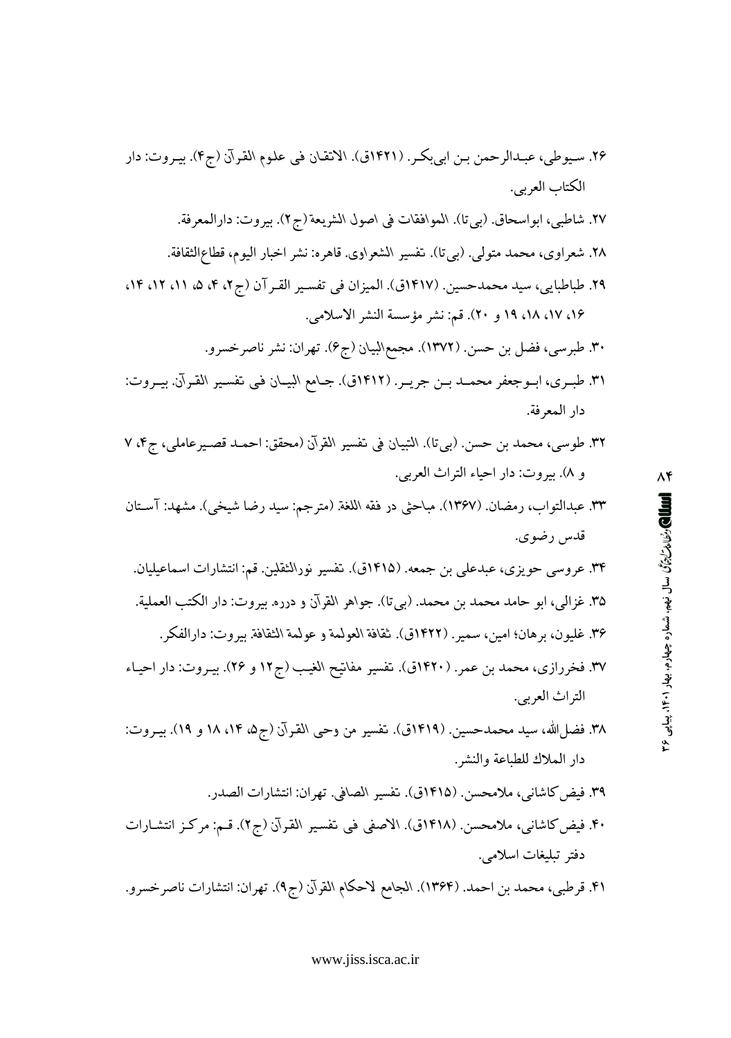۲۶. سیوطی، عبدالرحمن بن ابی‌بکر. (۱۴۲۱ق). الاتقان فی علوم القرآن (ج۴). بیروت: دار الکتاب العربی.

۲۷. شاطبی، ابواسحاق. (بی‌تا). الموافقات فی اصول الشریعة (ج۲). بیروت: دارالمعرفة.

۲۸. شعراوی، محمد متولی. (بی‌تا). تفسیر الشعراوی. قاهره: نشر اخبار الیوم، قطاع‌الثقافة.

۲۹. طباطبایی، سید محمدحسین. (۱۴۱۷ق). المیزان فی تفسیر القرآن (ج۲، ۴، ۵، ۱۱، ۱۲، ۱۴، ۱۶، ۱۷، ۱۸، ۱۹ و ۲۰). قم: نشر مؤسسة النشر الاسلامی.

۳۰. طبرسی، فضل بن حسن. (۱۳۷۲). مجمع‌البیان (ج۶). تهران: نشر ناصرخسرو.

۳۱. طبری، ابوجعفر محمد بن جریر. (۱۴۱۲ق). جامع البیان فی تفسیر القرآن. بیروت: دار المعرفة.

۳۲. طوسی، محمد بن حسن. (بی‌تا). التبیان فی تفسیر القرآن (محقق: احمد قصیرعاملی، ج۴، ۷ و ۸). بیروت: دار احیاء التراث العربی.

۳۳. عبدالتواب، رمضان. (۱۳۶۷). مباحثی در فقه اللغة (مترجم: سید رضا شیخی). مشهد: آستان قدس رضوی.

۳۴. عروسی حویزی، عبدعلی بن جمعه. (۱۴۱۵ق). تفسیر نورالثقلین. قم: انتشارات اسماعیلیان.

۳۵. غزالی، ابو حامد محمد بن محمد. (بی‌تا). جواهر القرآن و درره. بیروت: دار الکتب العملیة.

۳۶. غلیون، برهان؛ امین، سمیر. (۱۴۲۲ق). ثقافة العولمة و عولمة الثقافة. بیروت: دارالفکر.

۳۷. فخررازی، محمد بن عمر. (۱۴۲۰ق). تفسیر مفاتیح الغیب (ج۱۲ و ۲۶). بیروت: دار احیاء التراث العربی.

۳۸. فضل‌الله، سید محمدحسین. (۱۴۱۹ق). تفسیر من وحی القرآن (ج۵، ۱۴، ۱۸ و ۱۹). بیروت: دار الملاك للطباعة والنشر.

۳۹. فیض‌کاشانی، ملامحسن. (۱۴۱۵ق). تفسیر الصافی. تهران: انتشارات الصدر.

۴۰. فیض‌کاشانی، ملامحسن. (۱۴۱۸ق). الاصفی فی تفسیر القرآن (ج۲). قم: مرکز انتشارات دفتر تبلیغات اسلامی.

۴۱. قرطبی، محمد بن احمد. (۱۳۶۴). الجامع لاحکام القرآن (ج۹). تهران: انتشارات ناصرخسرو.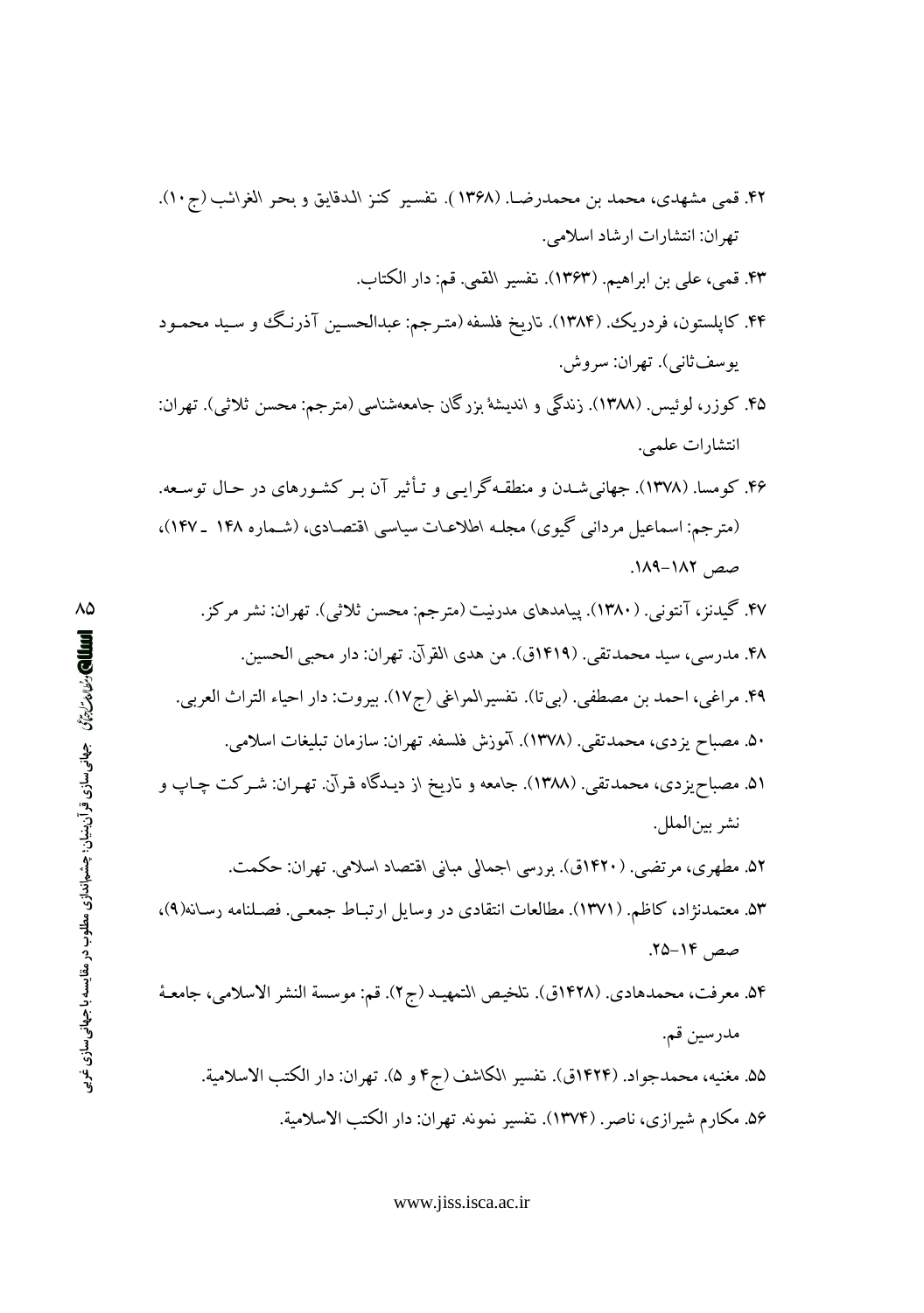۴۲. قمی مشهدی، محمد بن محمدرضـا. (۱۳۶۸). تفسیر کنز الدقایق و بحر الغرائب (ج۱۰). تهران: انتشارات ارشاد اسلامی.

۴۳. قمی، علی بن ابراهیم. (۱۳۶۳). تفسیر القمی. قم: دار الکتاب.

۴۴. کاپلستون، فردریک. (۱۳۸۴). تاریخ فلسفه (مترجم: عبدالحسین آذرنـگ و سید محمـود یوسف‌ثانی). تهران: سروش.

۴۵. کوزر، لوئیس. (۱۳۸۸). زندگی و اندیشهٔ بزرگان جامعه‌شناسی (مترجم: محسن ثلاثی). تهران: انتشارات علمی.

۴۶. کومسا. (۱۳۷۸). جهانی‌شـدن و منطقه‌گرایـی و تـأثیر آن بـر کشـورهای در حـال توسـعه. (مترجم: اسماعیل مردانی گیوی) مجلـه اطلاعـات سیاسی اقتصـادی، (شـماره ۱۴۸ ـ ۱۴۷)، صص ۱۸۲-۱۸۹.

۴۷. گیدنز، آنتونی. (۱۳۸۰). پیامدهای مدرنیت (مترجم: محسن ثلاثی). تهران: نشر مرکز.

۴۸. مدرسی، سید محمدتقی. (۱۴۱۹ق). من هدی القرآن. تهران: دار محبی الحسین.

۴۹. مراغی، احمد بن مصطفی. (بی‌تا). تفسیرالمراغی (ج۱۷). بیروت: دار احیاء التراث العربی.

۵۰. مصباح یزدی، محمدتقی. (۱۳۷۸). آموزش فلسفه. تهران: سازمان تبلیغات اسلامی.

۵۱. مصباح‌یزدی، محمدتقی. (۱۳۸۸). جامعه و تاریخ از دیـدگاه قـرآن. تهـران: شـرکت چـاپ و نشر بین‌الملل.

۵۲. مطهری، مرتضی. (۱۴۲۰ق). بررسی اجمالی مبانی اقتصاد اسلامی. تهران: حکمت.

۵۳. معتمدنژاد، کاظم. (۱۳۷۱). مطالعات انتقادی در وسایل ارتبـاط جمعـی. فصـلنامه رسـانه(۹)، صص ۱۴-۲۵.

۵۴. معرفت، محمدهادی. (۱۴۲۸ق). تلخیص التمهیـد (ج۲). قم: موسسة النشر الاسلامی، جامعـهٔ مدرسین قم.

۵۵. مغنیه، محمدجواد. (۱۴۲۴ق). تفسیر الکاشف (ج۴ و ۵). تهران: دار الکتب الاسلامیة.

۵۶. مکارم شیرازی، ناصر. (۱۳۷۴). تفسیر نمونه. تهران: دار الکتب الاسلامیة.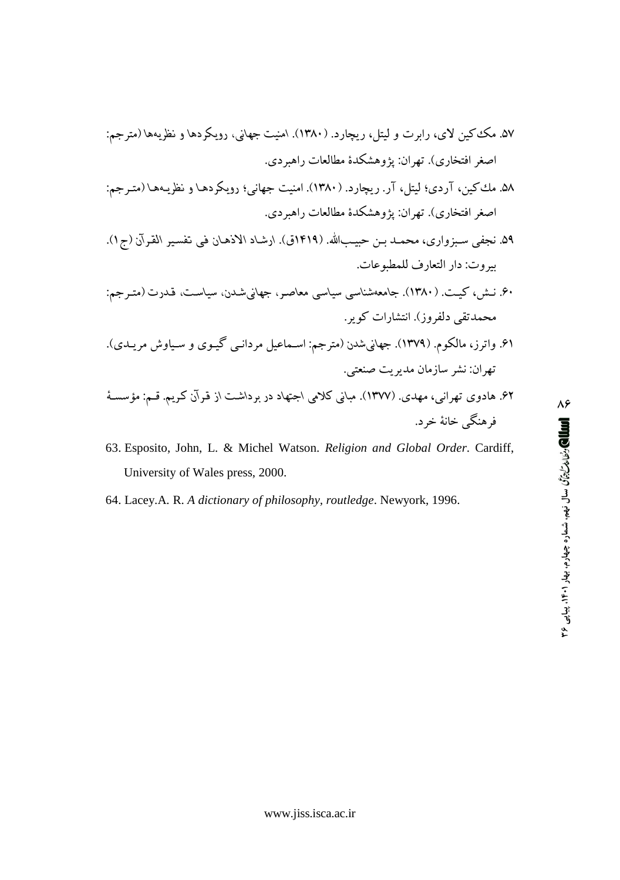۵۷. مک‌کین لای، رابرت و لیتل، ریچارد. (۱۳۸۰). امنیت جهانی، رویکردها و نظریه‌ها (مترجم: اصغر افتخاری). تهران: پژوهشکدهٔ مطالعات راهبردی.

۵۸. مك‌كين، آردی؛ ليتل، آر. ريچارد. (۱۳۸۰). امنيت جهانی؛ رويكردها و نظريه‌ها (مترجم: اصغر افتخاری). تهران: پژوهشكدهٔ مطالعات راهبردی.

۵۹. نجفی سبزواری، محمد بن حبیب‌الله. (۱۴۱۹ق). ارشاد الاذهان فی تفسیر القرآن (ج۱). بیروت: دار التعارف للمطبوعات.

۶۰. نش، کیت. (۱۳۸۰). جامعه‌شناسی سیاسی معاصر، جهانی‌شدن، سیاست، قدرت (مترجم: محمدتقی دلفروز). انتشارات کویر.

۶۱. واترز، مالکوم. (۱۳۷۹). جهانی‌شدن (مترجم: اسماعیل مردانی گیوی و سیاوش مریدی). تهران: نشر سازمان مدیریت صنعتی.

۶۲. هادوی تهرانی، مهدی. (۱۳۷۷). مبانی کلامی اجتهاد در برداشت از قرآن کریم. قم: مؤسسهٔ فرهنگی خانهٔ خرد.

63. Esposito, John, L. & Michel Watson. *Religion and Global Order*. Cardiff, University of Wales press, 2000.

64. Lacey.A. R. *A dictionary of philosophy, routledge*. Newyork, 1996.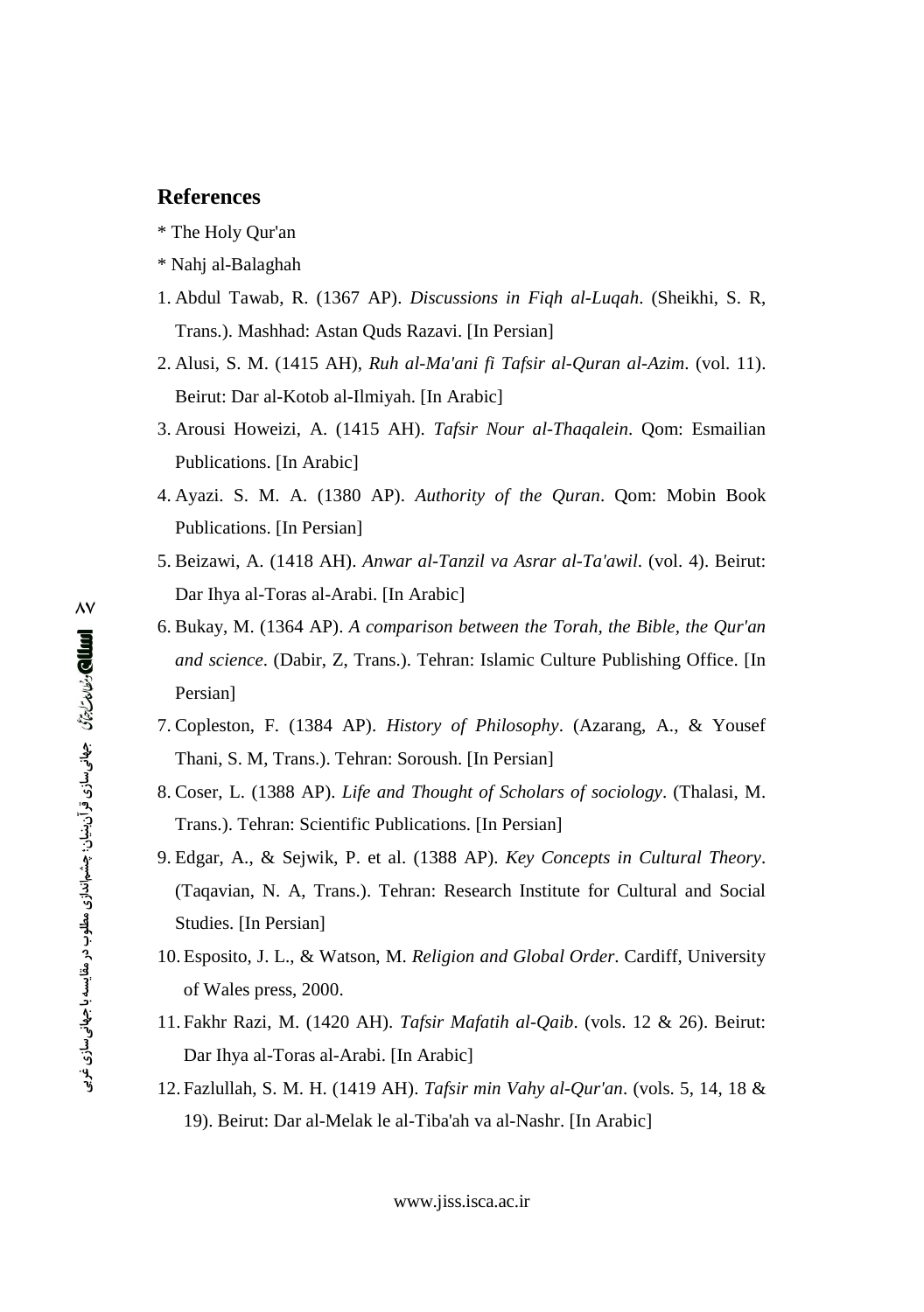## References

* The Holy Qur'an
* Nahj al-Balaghah

1. Abdul Tawab, R. (1367 AP). *Discussions in Fiqh al-Luqah*. (Sheikhi, S. R, Trans.). Mashhad: Astan Quds Razavi. [In Persian]
2. Alusi, S. M. (1415 AH), *Ruh al-Ma'ani fi Tafsir al-Quran al-Azim*. (vol. 11). Beirut: Dar al-Kotob al-Ilmiyah. [In Arabic]
3. Arousi Howeizi, A. (1415 AH). *Tafsir Nour al-Thaqalein*. Qom: Esmailian Publications. [In Arabic]
4. Ayazi. S. M. A. (1380 AP). *Authority of the Quran*. Qom: Mobin Book Publications. [In Persian]
5. Beizawi, A. (1418 AH). *Anwar al-Tanzil va Asrar al-Ta'awil*. (vol. 4). Beirut: Dar Ihya al-Toras al-Arabi. [In Arabic]
6. Bukay, M. (1364 AP). *A comparison between the Torah, the Bible, the Qur'an and science*. (Dabir, Z, Trans.). Tehran: Islamic Culture Publishing Office. [In Persian]
7. Copleston, F. (1384 AP). *History of Philosophy*. (Azarang, A., & Yousef Thani, S. M, Trans.). Tehran: Soroush. [In Persian]
8. Coser, L. (1388 AP). *Life and Thought of Scholars of sociology*. (Thalasi, M. Trans.). Tehran: Scientific Publications. [In Persian]
9. Edgar, A., & Sejwik, P. et al. (1388 AP). *Key Concepts in Cultural Theory*. (Taqavian, N. A, Trans.). Tehran: Research Institute for Cultural and Social Studies. [In Persian]
10. Esposito, J. L., & Watson, M. *Religion and Global Order*. Cardiff, University of Wales press, 2000.
11. Fakhr Razi, M. (1420 AH). *Tafsir Mafatih al-Qaib*. (vols. 12 & 26). Beirut: Dar Ihya al-Toras al-Arabi. [In Arabic]
12. Fazlullah, S. M. H. (1419 AH). *Tafsir min Vahy al-Qur'an*. (vols. 5, 14, 18 & 19). Beirut: Dar al-Melak le al-Tiba'ah va al-Nashr. [In Arabic]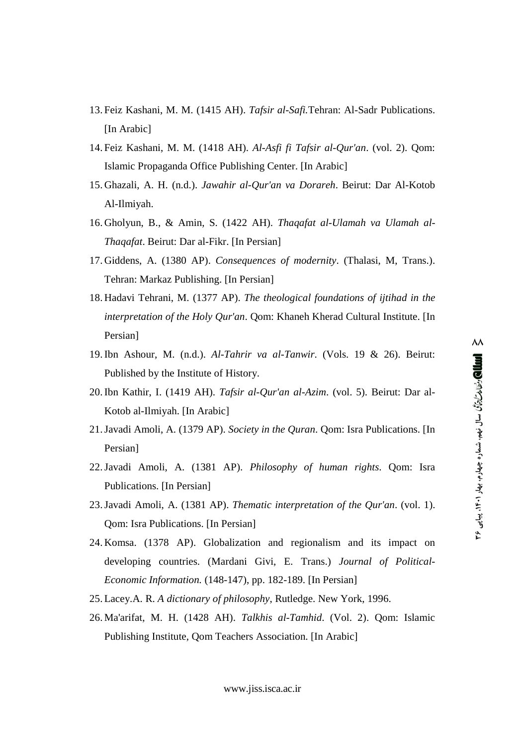13. Feiz Kashani, M. M. (1415 AH). *Tafsir al-Safi.*Tehran: Al-Sadr Publications. [In Arabic]
14. Feiz Kashani, M. M. (1418 AH). *Al-Asfi fi Tafsir al-Qur'an*. (vol. 2). Qom: Islamic Propaganda Office Publishing Center. [In Arabic]
15. Ghazali, A. H. (n.d.). *Jawahir al-Qur'an va Dorareh*. Beirut: Dar Al-Kotob Al-Ilmiyah.
16. Gholyun, B., & Amin, S. (1422 AH). *Thaqafat al-Ulamah va Ulamah al-Thaqafat*. Beirut: Dar al-Fikr. [In Persian]
17. Giddens, A. (1380 AP). *Consequences of modernity*. (Thalasi, M, Trans.). Tehran: Markaz Publishing. [In Persian]
18. Hadavi Tehrani, M. (1377 AP). *The theological foundations of ijtihad in the interpretation of the Holy Qur'an*. Qom: Khaneh Kherad Cultural Institute. [In Persian]
19. Ibn Ashour, M. (n.d.). *Al-Tahrir va al-Tanwir*. (Vols. 19 & 26). Beirut: Published by the Institute of History.
20. Ibn Kathir, I. (1419 AH). *Tafsir al-Qur'an al-Azim*. (vol. 5). Beirut: Dar al-Kotob al-Ilmiyah. [In Arabic]
21. Javadi Amoli, A. (1379 AP). *Society in the Quran*. Qom: Isra Publications. [In Persian]
22. Javadi Amoli, A. (1381 AP). *Philosophy of human rights*. Qom: Isra Publications. [In Persian]
23. Javadi Amoli, A. (1381 AP). *Thematic interpretation of the Qur'an*. (vol. 1). Qom: Isra Publications. [In Persian]
24. Komsa. (1378 AP). Globalization and regionalism and its impact on developing countries. (Mardani Givi, E. Trans.) *Journal of Political-Economic Information.* (148-147), pp. 182-189. [In Persian]
25. Lacey.A. R. *A dictionary of philosophy*, Rutledge. New York, 1996.
26. Ma'arifat, M. H. (1428 AH). *Talkhis al-Tamhid*. (Vol. 2). Qom: Islamic Publishing Institute, Qom Teachers Association. [In Arabic]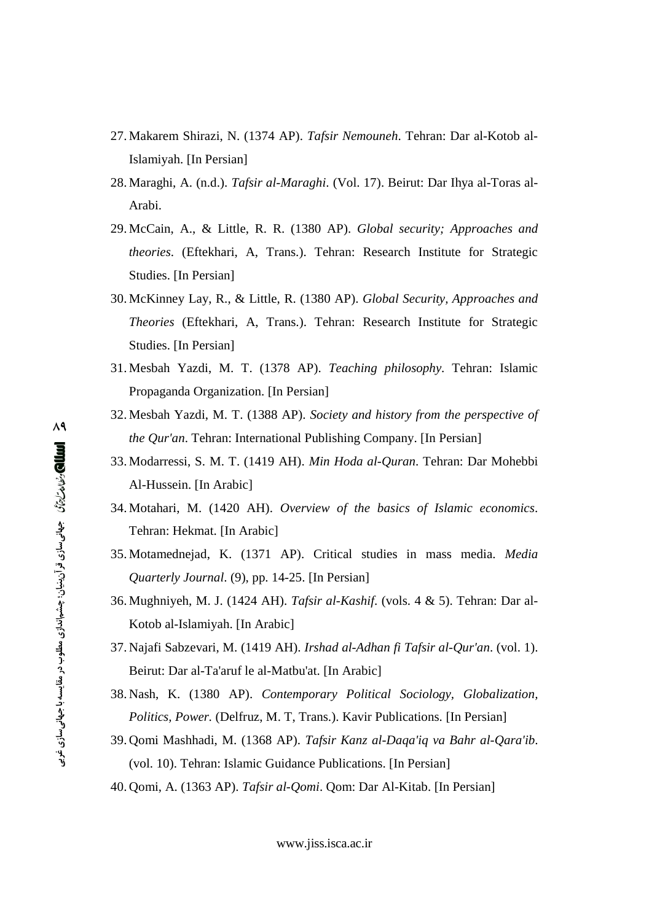27. Makarem Shirazi, N. (1374 AP). *Tafsir Nemouneh*. Tehran: Dar al-Kotob al-Islamiyah. [In Persian]
28. Maraghi, A. (n.d.). *Tafsir al-Maraghi*. (Vol. 17). Beirut: Dar Ihya al-Toras al-Arabi.
29. McCain, A., & Little, R. R. (1380 AP). *Global security; Approaches and theories*. (Eftekhari, A, Trans.). Tehran: Research Institute for Strategic Studies. [In Persian]
30. McKinney Lay, R., & Little, R. (1380 AP). *Global Security, Approaches and Theories* (Eftekhari, A, Trans.). Tehran: Research Institute for Strategic Studies. [In Persian]
31. Mesbah Yazdi, M. T. (1378 AP). *Teaching philosophy*. Tehran: Islamic Propaganda Organization. [In Persian]
32. Mesbah Yazdi, M. T. (1388 AP). *Society and history from the perspective of the Qur'an*. Tehran: International Publishing Company. [In Persian]
33. Modarressi, S. M. T. (1419 AH). *Min Hoda al-Quran*. Tehran: Dar Mohebbi Al-Hussein. [In Arabic]
34. Motahari, M. (1420 AH). *Overview of the basics of Islamic economics*. Tehran: Hekmat. [In Arabic]
35. Motamednejad, K. (1371 AP). Critical studies in mass media. *Media Quarterly Journal*. (9), pp. 14-25. [In Persian]
36. Mughniyeh, M. J. (1424 AH). *Tafsir al-Kashif*. (vols. 4 & 5). Tehran: Dar al-Kotob al-Islamiyah. [In Arabic]
37. Najafi Sabzevari, M. (1419 AH). *Irshad al-Adhan fi Tafsir al-Qur'an*. (vol. 1). Beirut: Dar al-Ta'aruf le al-Matbu'at. [In Arabic]
38. Nash, K. (1380 AP). *Contemporary Political Sociology, Globalization, Politics, Power.* (Delfruz, M. T, Trans.). Kavir Publications. [In Persian]
39. Qomi Mashhadi, M. (1368 AP). *Tafsir Kanz al-Daqa'iq va Bahr al-Qara'ib*. (vol. 10). Tehran: Islamic Guidance Publications. [In Persian]
40. Qomi, A. (1363 AP). *Tafsir al-Qomi*. Qom: Dar Al-Kitab. [In Persian]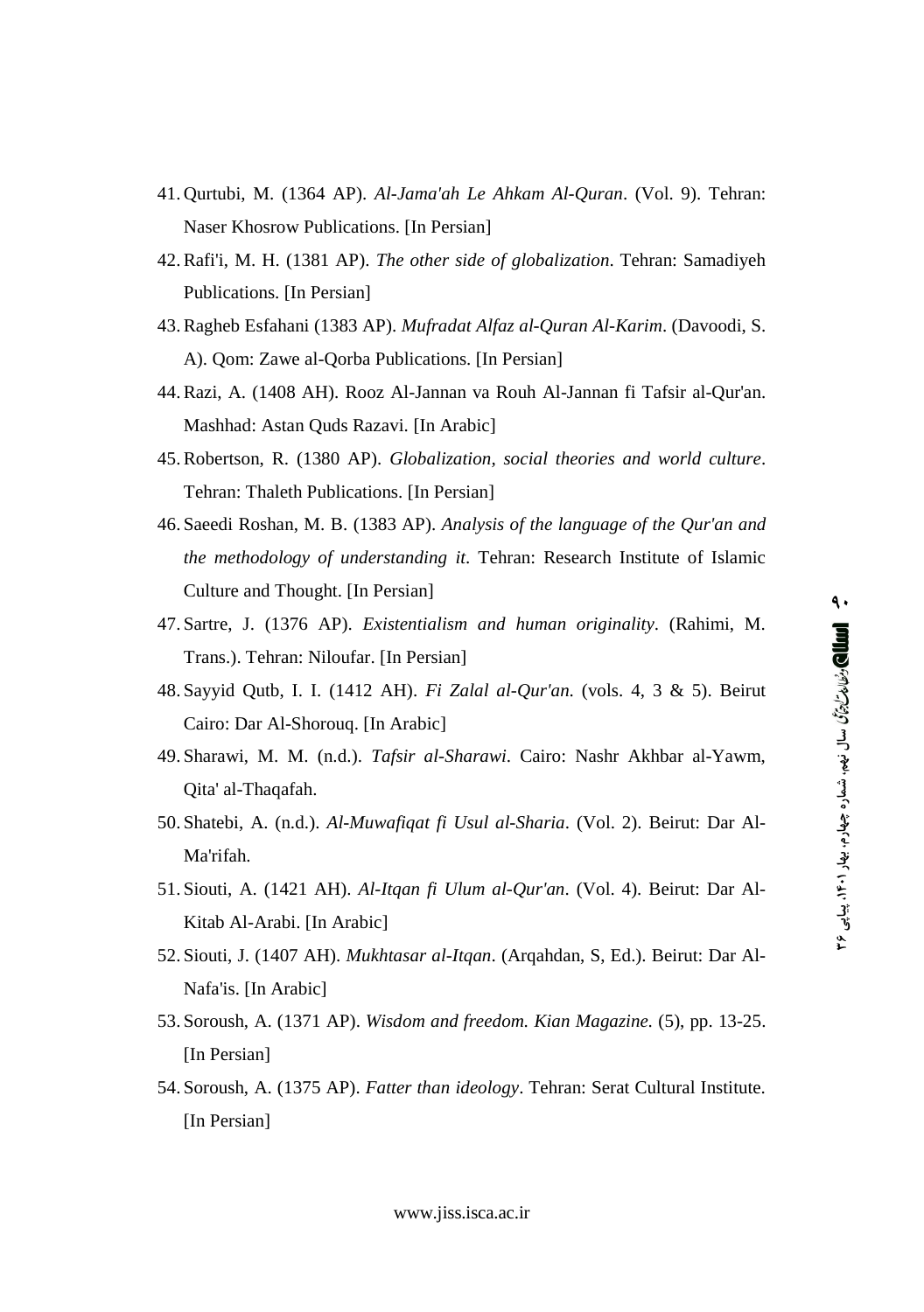41. Qurtubi, M. (1364 AP). *Al-Jama'ah Le Ahkam Al-Quran*. (Vol. 9). Tehran: Naser Khosrow Publications. [In Persian]
42. Rafi'i, M. H. (1381 AP). *The other side of globalization*. Tehran: Samadiyeh Publications. [In Persian]
43. Ragheb Esfahani (1383 AP). *Mufradat Alfaz al-Quran Al-Karim*. (Davoodi, S. A). Qom: Zawe al-Qorba Publications. [In Persian]
44. Razi, A. (1408 AH). Rooz Al-Jannan va Rouh Al-Jannan fi Tafsir al-Qur'an. Mashhad: Astan Quds Razavi. [In Arabic]
45. Robertson, R. (1380 AP). *Globalization, social theories and world culture*. Tehran: Thaleth Publications. [In Persian]
46. Saeedi Roshan, M. B. (1383 AP). *Analysis of the language of the Qur'an and the methodology of understanding it*. Tehran: Research Institute of Islamic Culture and Thought. [In Persian]
47. Sartre, J. (1376 AP). *Existentialism and human originality*. (Rahimi, M. Trans.). Tehran: Niloufar. [In Persian]
48. Sayyid Qutb, I. I. (1412 AH). *Fi Zalal al-Qur'an*. (vols. 4, 3 & 5). Beirut Cairo: Dar Al-Shorouq. [In Arabic]
49. Sharawi, M. M. (n.d.). *Tafsir al-Sharawi*. Cairo: Nashr Akhbar al-Yawm, Qita' al-Thaqafah.
50. Shatebi, A. (n.d.). *Al-Muwafiqat fi Usul al-Sharia*. (Vol. 2). Beirut: Dar Al-Ma'rifah.
51. Siouti, A. (1421 AH). *Al-Itqan fi Ulum al-Qur'an*. (Vol. 4). Beirut: Dar Al-Kitab Al-Arabi. [In Arabic]
52. Siouti, J. (1407 AH). *Mukhtasar al-Itqan*. (Arqahdan, S, Ed.). Beirut: Dar Al-Nafa'is. [In Arabic]
53. Soroush, A. (1371 AP). *Wisdom and freedom. Kian Magazine*. (5), pp. 13-25. [In Persian]
54. Soroush, A. (1375 AP). *Fatter than ideology*. Tehran: Serat Cultural Institute. [In Persian]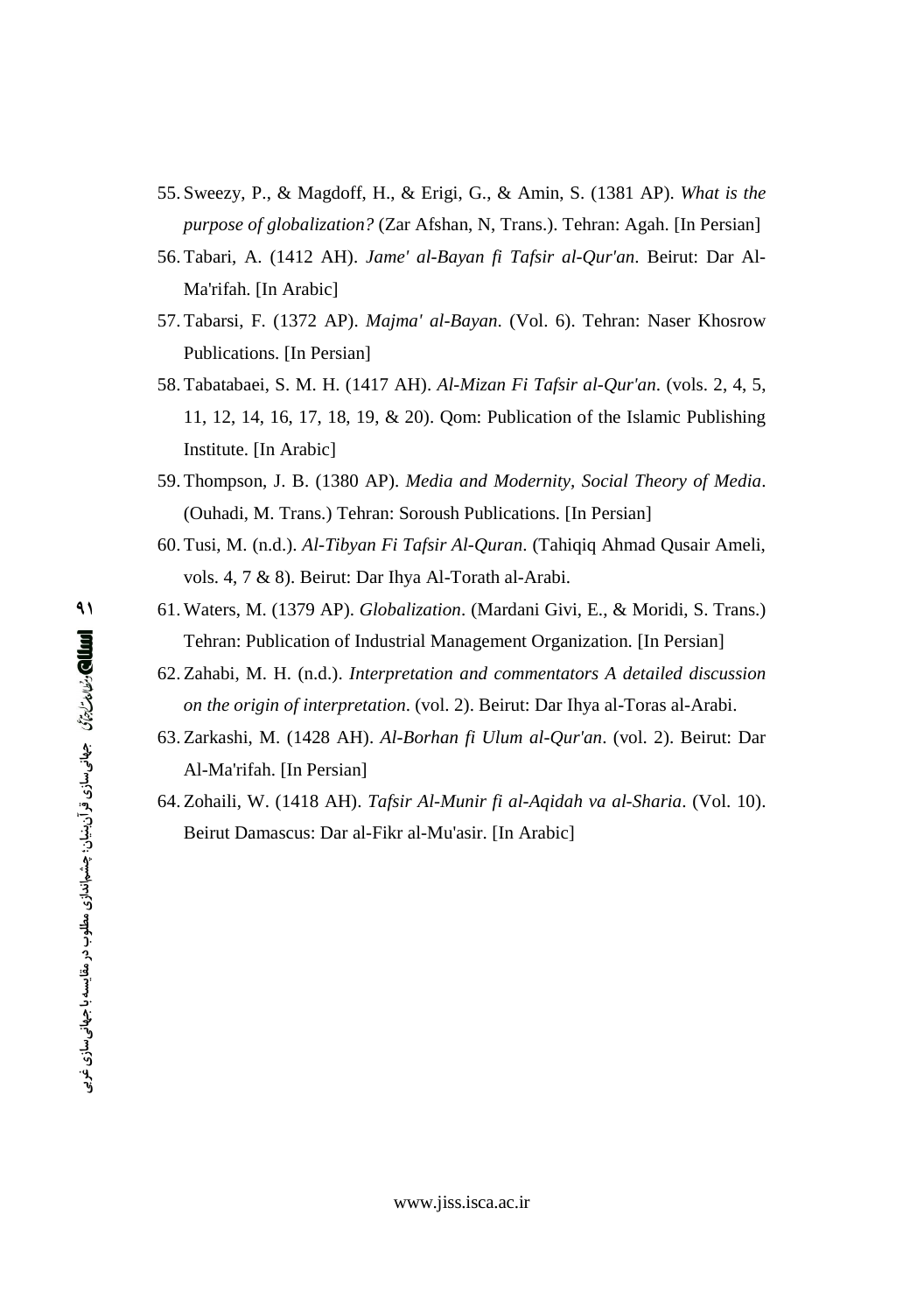55. Sweezy, P., & Magdoff, H., & Erigi, G., & Amin, S. (1381 AP). *What is the purpose of globalization?* (Zar Afshan, N, Trans.). Tehran: Agah. [In Persian]
56. Tabari, A. (1412 AH). *Jame' al-Bayan fi Tafsir al-Qur'an*. Beirut: Dar Al-Ma'rifah. [In Arabic]
57. Tabarsi, F. (1372 AP). *Majma' al-Bayan*. (Vol. 6). Tehran: Naser Khosrow Publications. [In Persian]
58. Tabatabaei, S. M. H. (1417 AH). *Al-Mizan Fi Tafsir al-Qur'an*. (vols. 2, 4, 5, 11, 12, 14, 16, 17, 18, 19, & 20). Qom: Publication of the Islamic Publishing Institute. [In Arabic]
59. Thompson, J. B. (1380 AP). *Media and Modernity, Social Theory of Media*. (Ouhadi, M. Trans.) Tehran: Soroush Publications. [In Persian]
60. Tusi, M. (n.d.). *Al-Tibyan Fi Tafsir Al-Quran*. (Tahiqiq Ahmad Qusair Ameli, vols. 4, 7 & 8). Beirut: Dar Ihya Al-Torath al-Arabi.
61. Waters, M. (1379 AP). *Globalization*. (Mardani Givi, E., & Moridi, S. Trans.) Tehran: Publication of Industrial Management Organization. [In Persian]
62. Zahabi, M. H. (n.d.). *Interpretation and commentators A detailed discussion on the origin of interpretation*. (vol. 2). Beirut: Dar Ihya al-Toras al-Arabi.
63. Zarkashi, M. (1428 AH). *Al-Borhan fi Ulum al-Qur'an*. (vol. 2). Beirut: Dar Al-Ma'rifah. [In Persian]
64. Zohaili, W. (1418 AH). *Tafsir Al-Munir fi al-Aqidah va al-Sharia*. (Vol. 10). Beirut Damascus: Dar al-Fikr al-Mu'asir. [In Arabic]